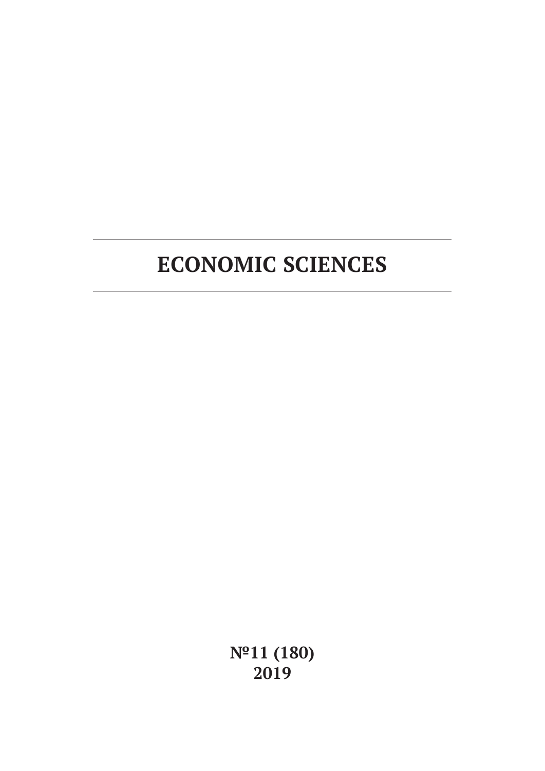# ECONOMIC SCIENCES

**№11 (180)**
**2019**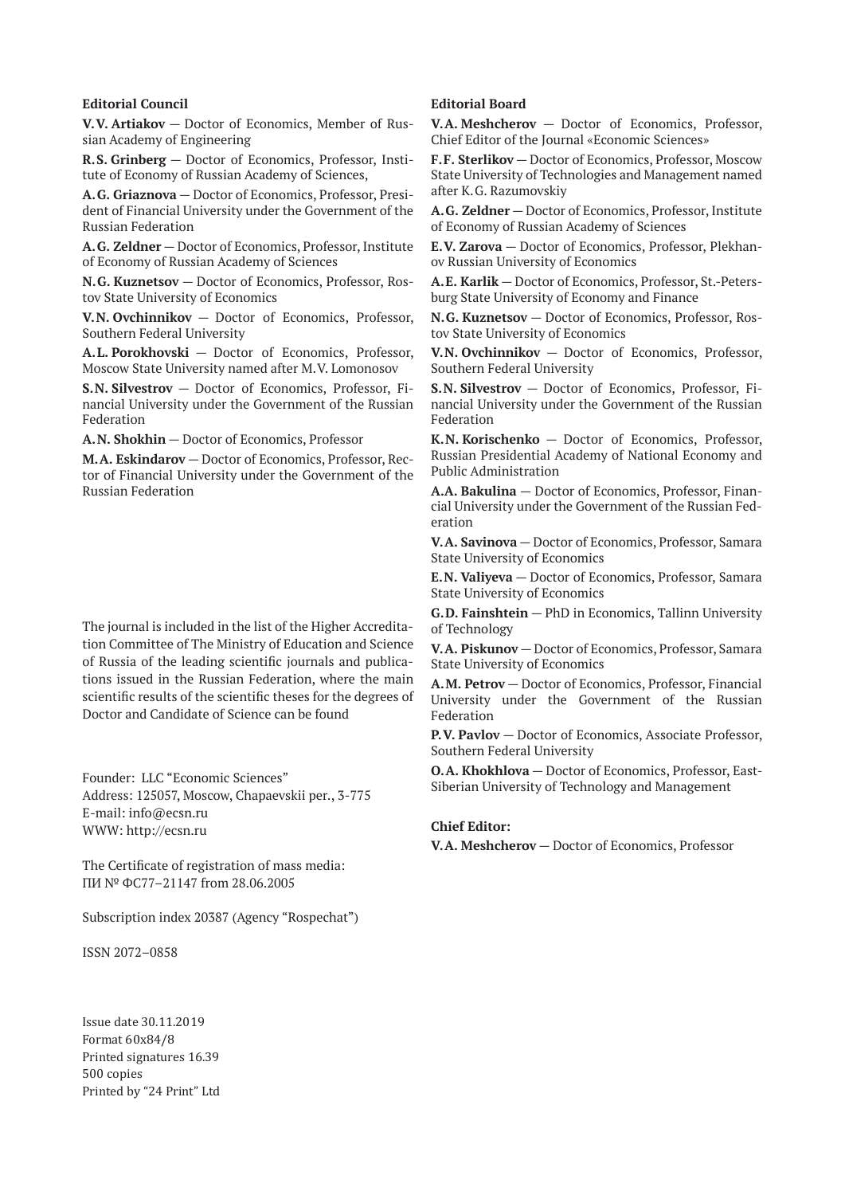## Editorial Council

**V.V. Artiakov** — Doctor of Economics, Member of Russian Academy of Engineering

**R.S. Grinberg** — Doctor of Economics, Professor, Institute of Economy of Russian Academy of Sciences,

**A.G. Griaznova** — Doctor of Economics, Professor, President of Financial University under the Government of the Russian Federation

**A.G. Zeldner** — Doctor of Economics, Professor, Institute of Economy of Russian Academy of Sciences

**N.G. Kuznetsov** — Doctor of Economics, Professor, Rostov State University of Economics

**V.N. Ovchinnikov** — Doctor of Economics, Professor, Southern Federal University

**A.L. Porokhovski** — Doctor of Economics, Professor, Moscow State University named after M.V. Lomonosov

**S.N. Silvestrov** — Doctor of Economics, Professor, Financial University under the Government of the Russian Federation

**A.N. Shokhin** — Doctor of Economics, Professor

**M.A. Eskindarov** — Doctor of Economics, Professor, Rector of Financial University under the Government of the Russian Federation

The journal is included in the list of the Higher Accreditation Committee of The Ministry of Education and Science of Russia of the leading scientific journals and publications issued in the Russian Federation, where the main scientific results of the scientific theses for the degrees of Doctor and Candidate of Science can be found

Founder: LLC "Economic Sciences"
Address: 125057, Moscow, Chapaevskii per., 3-775
E-mail: info@ecsn.ru
WWW: http://ecsn.ru

The Certificate of registration of mass media:
ПИ № ФС77–21147 from 28.06.2005

Subscription index 20387 (Agency "Rospechat")

ISSN 2072–0858

Issue date 30.11.2019
Format 60x84/8
Printed signatures 16.39
500 copies
Printed by "24 Print" Ltd

## Editorial Board

**V.A. Meshcherov** — Doctor of Economics, Professor, Chief Editor of the Journal «Economic Sciences»

**F.F. Sterlikov** — Doctor of Economics, Professor, Moscow State University of Technologies and Management named after K.G. Razumovskiy

**A.G. Zeldner** — Doctor of Economics, Professor, Institute of Economy of Russian Academy of Sciences

**E.V. Zarova** — Doctor of Economics, Professor, Plekhanov Russian University of Economics

**A.E. Karlik** — Doctor of Economics, Professor, St.-Petersburg State University of Economy and Finance

**N.G. Kuznetsov** — Doctor of Economics, Professor, Rostov State University of Economics

**V.N. Ovchinnikov** — Doctor of Economics, Professor, Southern Federal University

**S.N. Silvestrov** — Doctor of Economics, Professor, Financial University under the Government of the Russian Federation

**K.N. Korischenko** — Doctor of Economics, Professor, Russian Presidential Academy of National Economy and Public Administration

**A.A. Bakulina** — Doctor of Economics, Professor, Financial University under the Government of the Russian Federation

**V.A. Savinova** — Doctor of Economics, Professor, Samara State University of Economics

**E.N. Valiyeva** — Doctor of Economics, Professor, Samara State University of Economics

**G.D. Fainshtein** — PhD in Economics, Tallinn University of Technology

**V.A. Piskunov** — Doctor of Economics, Professor, Samara State University of Economics

**A.M. Petrov** — Doctor of Economics, Professor, Financial University under the Government of the Russian Federation

**P.V. Pavlov** — Doctor of Economics, Associate Professor, Southern Federal University

**O.A. Khokhlova** — Doctor of Economics, Professor, East-Siberian University of Technology and Management

**Chief Editor:**

**V.A. Meshcherov** — Doctor of Economics, Professor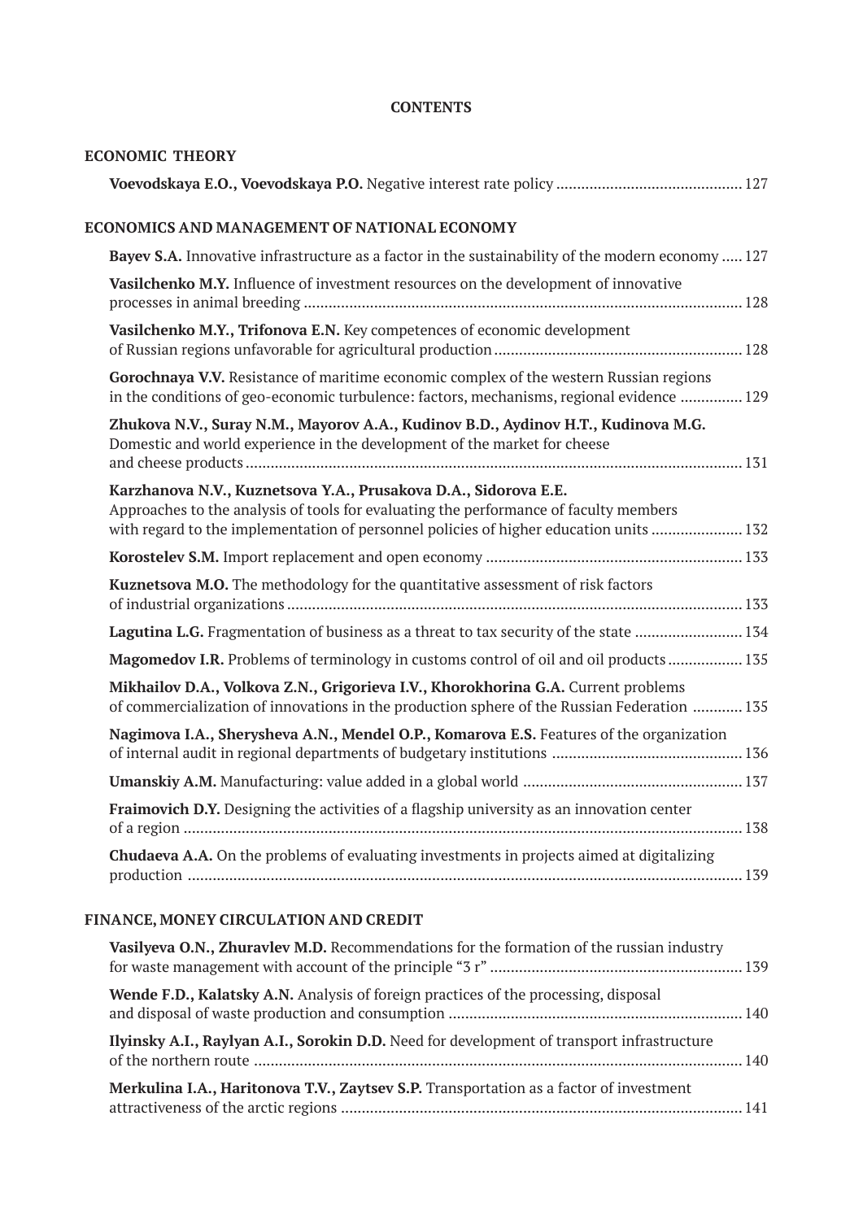**CONTENTS**

## ECONOMIC THEORY

**Voevodskaya E.O., Voevodskaya P.O.** Negative interest rate policy ............................................ 127

## ECONOMICS AND MANAGEMENT OF NATIONAL ECONOMY

**Bayev S.A.** Innovative infrastructure as a factor in the sustainability of the modern economy ..... 127

**Vasilchenko M.Y.** Influence of investment resources on the development of innovative processes in animal breeding ........................................................................................................ 128

**Vasilchenko M.Y., Trifonova E.N.** Key competences of economic development of Russian regions unfavorable for agricultural production ........................................................... 128

**Gorochnaya V.V.** Resistance of maritime economic complex of the western Russian regions in the conditions of geo-economic turbulence: factors, mechanisms, regional evidence ............... 129

**Zhukova N.V., Suray N.M., Mayorov A.A., Kudinov B.D., Aydinov H.T., Kudinova M.G.** Domestic and world experience in the development of the market for cheese and cheese products ....................................................................................................................... 131

**Karzhanova N.V., Kuznetsova Y.A., Prusakova D.A., Sidorova E.E.** Approaches to the analysis of tools for evaluating the performance of faculty members with regard to the implementation of personnel policies of higher education units ...................... 132

**Korostelev S.M.** Import replacement and open economy ............................................................. 133

**Kuznetsova M.O.** The methodology for the quantitative assessment of risk factors of industrial organizations ............................................................................................................. 133

**Lagutina L.G.** Fragmentation of business as a threat to tax security of the state .......................... 134

**Magomedov I.R.** Problems of terminology in customs control of oil and oil products ................. 135

**Mikhailov D.A., Volkova Z.N., Grigorieva I.V., Khorokhorina G.A.** Current problems of commercialization of innovations in the production sphere of the Russian Federation ............ 135

**Nagimova I.A., Sherysheva A.N., Mendel O.P., Komarova E.S.** Features of the organization of internal audit in regional departments of budgetary institutions ............................................. 136

**Umanskiy A.M.** Manufacturing: value added in a global world ..................................................... 137

**Fraimovich D.Y.** Designing the activities of a flagship university as an innovation center of a region ....................................................................................................................................... 138

**Chudaeva A.A.** On the problems of evaluating investments in projects aimed at digitalizing production ..................................................................................................................................... 139

## FINANCE, MONEY CIRCULATION AND CREDIT

**Vasilyeva O.N., Zhuravlev M.D.** Recommendations for the formation of the russian industry for waste management with account of the principle "3 r" ............................................................ 139

**Wende F.D., Kalatsky A.N.** Analysis of foreign practices of the processing, disposal and disposal of waste production and consumption ...................................................................... 140

**Ilyinsky A.I., Raylyan A.I., Sorokin D.D.** Need for development of transport infrastructure of the northern route ..................................................................................................................... 140

**Merkulina I.A., Haritonova T.V., Zaytsev S.P.** Transportation as a factor of investment attractiveness of the arctic regions ................................................................................................ 141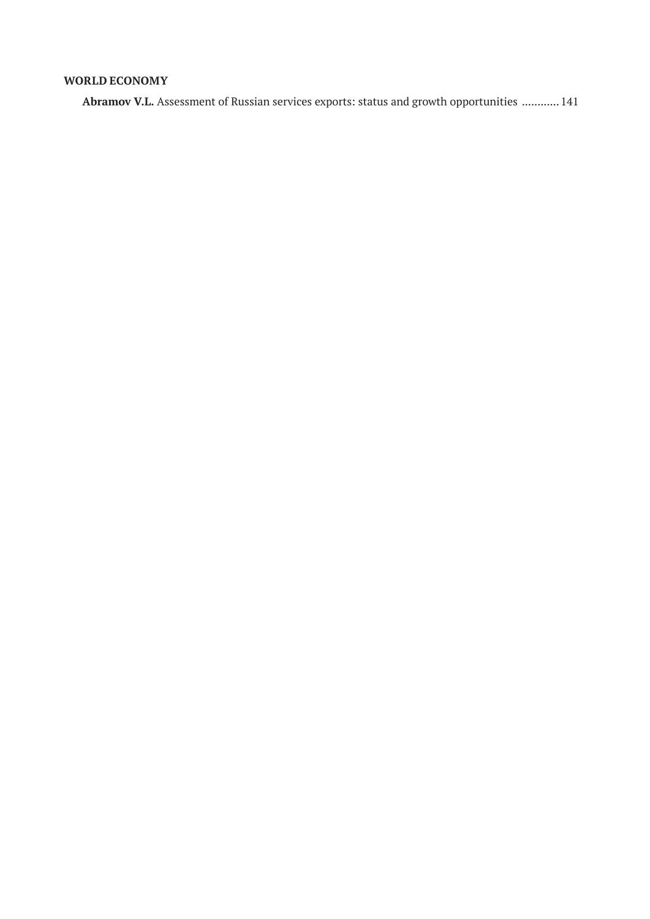**WORLD ECONOMY**

**Abramov V.L.** Assessment of Russian services exports: status and growth opportunities ............ 141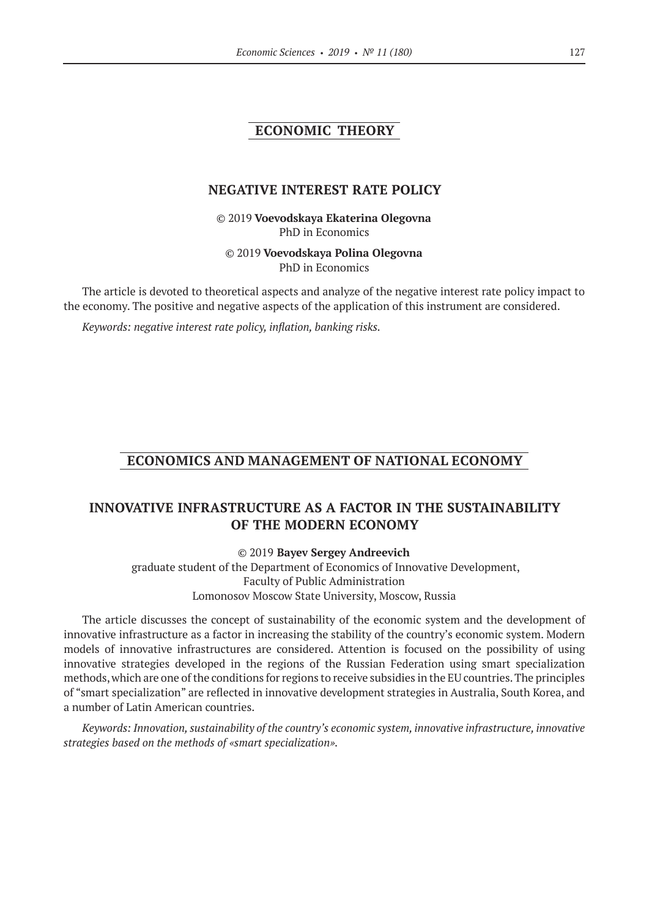## ECONOMIC THEORY

### NEGATIVE INTEREST RATE POLICY

© 2019 **Voevodskaya Ekaterina Olegovna**
PhD in Economics

© 2019 **Voevodskaya Polina Olegovna**
PhD in Economics

The article is devoted to theoretical aspects and analyze of the negative interest rate policy impact to the economy. The positive and negative aspects of the application of this instrument are considered.

*Keywords: negative interest rate policy, inflation, banking risks.*

## ECONOMICS AND MANAGEMENT OF NATIONAL ECONOMY

### INNOVATIVE INFRASTRUCTURE AS A FACTOR IN THE SUSTAINABILITY OF THE MODERN ECONOMY

© 2019 **Bayev Sergey Andreevich**
graduate student of the Department of Economics of Innovative Development,
Faculty of Public Administration
Lomonosov Moscow State University, Moscow, Russia

The article discusses the concept of sustainability of the economic system and the development of innovative infrastructure as a factor in increasing the stability of the country's economic system. Modern models of innovative infrastructures are considered. Attention is focused on the possibility of using innovative strategies developed in the regions of the Russian Federation using smart specialization methods, which are one of the conditions for regions to receive subsidies in the EU countries. The principles of "smart specialization" are reflected in innovative development strategies in Australia, South Korea, and a number of Latin American countries.

*Keywords: Innovation, sustainability of the country's economic system, innovative infrastructure, innovative strategies based on the methods of «smart specialization».*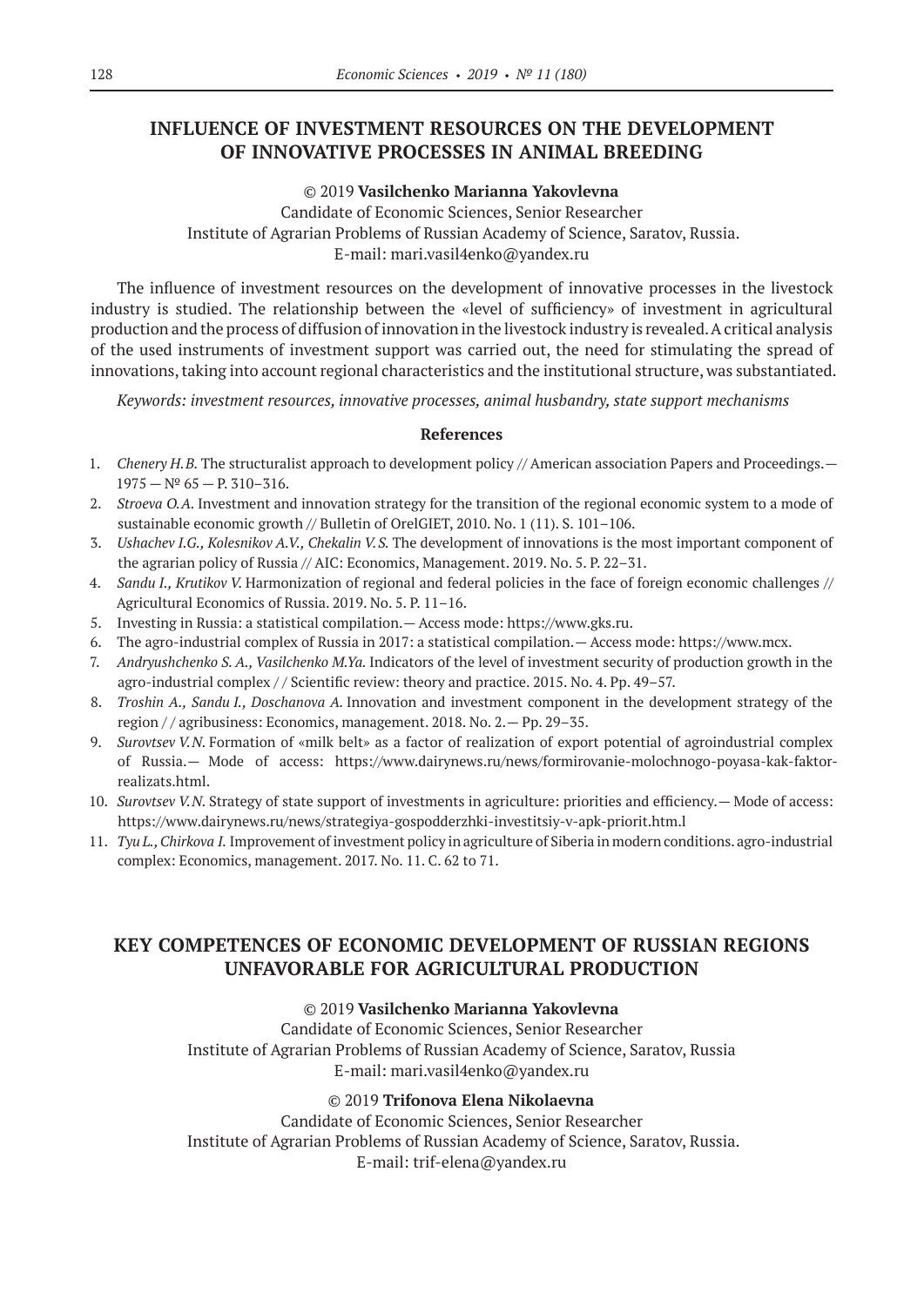## INFLUENCE OF INVESTMENT RESOURCES ON THE DEVELOPMENT OF INNOVATIVE PROCESSES IN ANIMAL BREEDING

© 2019 **Vasilchenko Marianna Yakovlevna**
Candidate of Economic Sciences, Senior Researcher
Institute of Agrarian Problems of Russian Academy of Science, Saratov, Russia.
E-mail: mari.vasil4enko@yandex.ru

The influence of investment resources on the development of innovative processes in the livestock industry is studied. The relationship between the «level of sufficiency» of investment in agricultural production and the process of diffusion of innovation in the livestock industry is revealed. A critical analysis of the used instruments of investment support was carried out, the need for stimulating the spread of innovations, taking into account regional characteristics and the institutional structure, was substantiated.

*Keywords: investment resources, innovative processes, animal husbandry, state support mechanisms*

### References

1. *Chenery H.B.* The structuralist approach to development policy // American association Papers and Proceedings.— 1975 — № 65 — P. 310–316.
2. *Stroeva O.A.* Investment and innovation strategy for the transition of the regional economic system to a mode of sustainable economic growth // Bulletin of OrelGIET, 2010. No. 1 (11). S. 101–106.
3. *Ushachev I.G., Kolesnikov A.V., Chekalin V.S.* The development of innovations is the most important component of the agrarian policy of Russia // AIC: Economics, Management. 2019. No. 5. P. 22–31.
4. *Sandu I., Krutikov V.* Harmonization of regional and federal policies in the face of foreign economic challenges // Agricultural Economics of Russia. 2019. No. 5. P. 11–16.
5. Investing in Russia: a statistical compilation.— Access mode: https://www.gks.ru.
6. The agro-industrial complex of Russia in 2017: a statistical compilation.— Access mode: https://www.mcx.
7. *Andryushchenko S. A., Vasilchenko M.Ya.* Indicators of the level of investment security of production growth in the agro-industrial complex / / Scientific review: theory and practice. 2015. No. 4. Pp. 49–57.
8. *Troshin A., Sandu I., Doschanova A.* Innovation and investment component in the development strategy of the region / / agribusiness: Economics, management. 2018. No. 2.— Pp. 29–35.
9. *Surovtsev V.N.* Formation of «milk belt» as a factor of realization of export potential of agroindustrial complex of Russia.— Mode of access: https://www.dairynews.ru/news/formirovanie-molochnogo-poyasa-kak-faktor-realizats.html.
10. *Surovtsev V.N.* Strategy of state support of investments in agriculture: priorities and efficiency.— Mode of access: https://www.dairynews.ru/news/strategiya-gospodderzhki-investitsiy-v-apk-priorit.htm.l
11. *Tyu L., Chirkova I.* Improvement of investment policy in agriculture of Siberia in modern conditions. agro-industrial complex: Economics, management. 2017. No. 11. C. 62 to 71.

## KEY COMPETENCES OF ECONOMIC DEVELOPMENT OF RUSSIAN REGIONS UNFAVORABLE FOR AGRICULTURAL PRODUCTION

© 2019 **Vasilchenko Marianna Yakovlevna**
Candidate of Economic Sciences, Senior Researcher
Institute of Agrarian Problems of Russian Academy of Science, Saratov, Russia
E-mail: mari.vasil4enko@yandex.ru

© 2019 **Trifonova Elena Nikolaevna**
Candidate of Economic Sciences, Senior Researcher
Institute of Agrarian Problems of Russian Academy of Science, Saratov, Russia.
E-mail: trif-elena@yandex.ru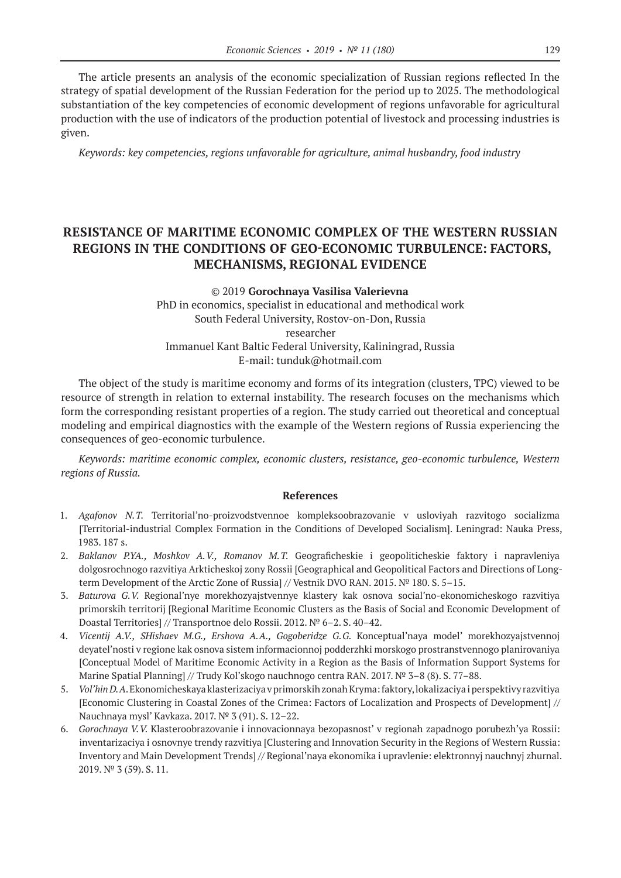The article presents an analysis of the economic specialization of Russian regions reflected In the strategy of spatial development of the Russian Federation for the period up to 2025. The methodological substantiation of the key competencies of economic development of regions unfavorable for agricultural production with the use of indicators of the production potential of livestock and processing industries is given.

*Keywords: key competencies, regions unfavorable for agriculture, animal husbandry, food industry*

## RESISTANCE OF MARITIME ECONOMIC COMPLEX OF THE WESTERN RUSSIAN REGIONS IN THE CONDITIONS OF GEO-ECONOMIC TURBULENCE: FACTORS, MECHANISMS, REGIONAL EVIDENCE

© 2019 **Gorochnaya Vasilisa Valerievna**
PhD in economics, specialist in educational and methodical work
South Federal University, Rostov-on-Don, Russia
researcher
Immanuel Kant Baltic Federal University, Kaliningrad, Russia
E-mail: tunduk@hotmail.com

The object of the study is maritime economy and forms of its integration (clusters, TPC) viewed to be resource of strength in relation to external instability. The research focuses on the mechanisms which form the corresponding resistant properties of a region. The study carried out theoretical and conceptual modeling and empirical diagnostics with the example of the Western regions of Russia experiencing the consequences of geo-economic turbulence.

*Keywords: maritime economic complex, economic clusters, resistance, geo-economic turbulence, Western regions of Russia.*

### References

1. *Agafonov N.T.* Territorial'no-proizvodstvennoe kompleksoobrazovanie v usloviyah razvitogo socializma [Territorial-industrial Complex Formation in the Conditions of Developed Socialism]. Leningrad: Nauka Press, 1983. 187 s.
2. *Baklanov P.YA., Moshkov A.V., Romanov M.T.* Geograficheskie i geopoliticheskie faktory i napravleniya dolgosrochnogo razvitiya Arkticheskoj zony Rossii [Geographical and Geopolitical Factors and Directions of Long-term Development of the Arctic Zone of Russia] // Vestnik DVO RAN. 2015. № 180. S. 5–15.
3. *Baturova G.V.* Regional'nye morekhozyajstvennye klastery kak osnova social'no-ekonomicheskogo razvitiya primorskih territorij [Regional Maritime Economic Clusters as the Basis of Social and Economic Development of Doastal Territories] // Transportnoe delo Rossii. 2012. № 6–2. S. 40–42.
4. *Vicentij A.V., SHishaev M.G., Ershova A.A., Gogoberidze G.G.* Konceptual'naya model' morekhozyajstvennoj deyatel'nosti v regione kak osnova sistem informacionnoj podderzhki morskogo prostranstvennogo planirovaniya [Conceptual Model of Maritime Economic Activity in a Region as the Basis of Information Support Systems for Marine Spatial Planning] // Trudy Kol'skogo nauchnogo centra RAN. 2017. № 3–8 (8). S. 77–88.
5. *Vol'hin D.A.* Ekonomicheskaya klasterizaciya v primorskih zonah Kryma: faktory, lokalizaciya i perspektivy razvitiya [Economic Clustering in Coastal Zones of the Crimea: Factors of Localization and Prospects of Development] // Nauchnaya mysl' Kavkaza. 2017. № 3 (91). S. 12–22.
6. *Gorochnaya V.V.* Klasteroobrazovanie i innovacionnaya bezopasnost' v regionah zapadnogo porubezh'ya Rossii: inventarizaciya i osnovnye trendy razvitiya [Clustering and Innovation Security in the Regions of Western Russia: Inventory and Main Development Trends] // Regional'naya ekonomika i upravlenie: elektronnyj nauchnyj zhurnal. 2019. № 3 (59). S. 11.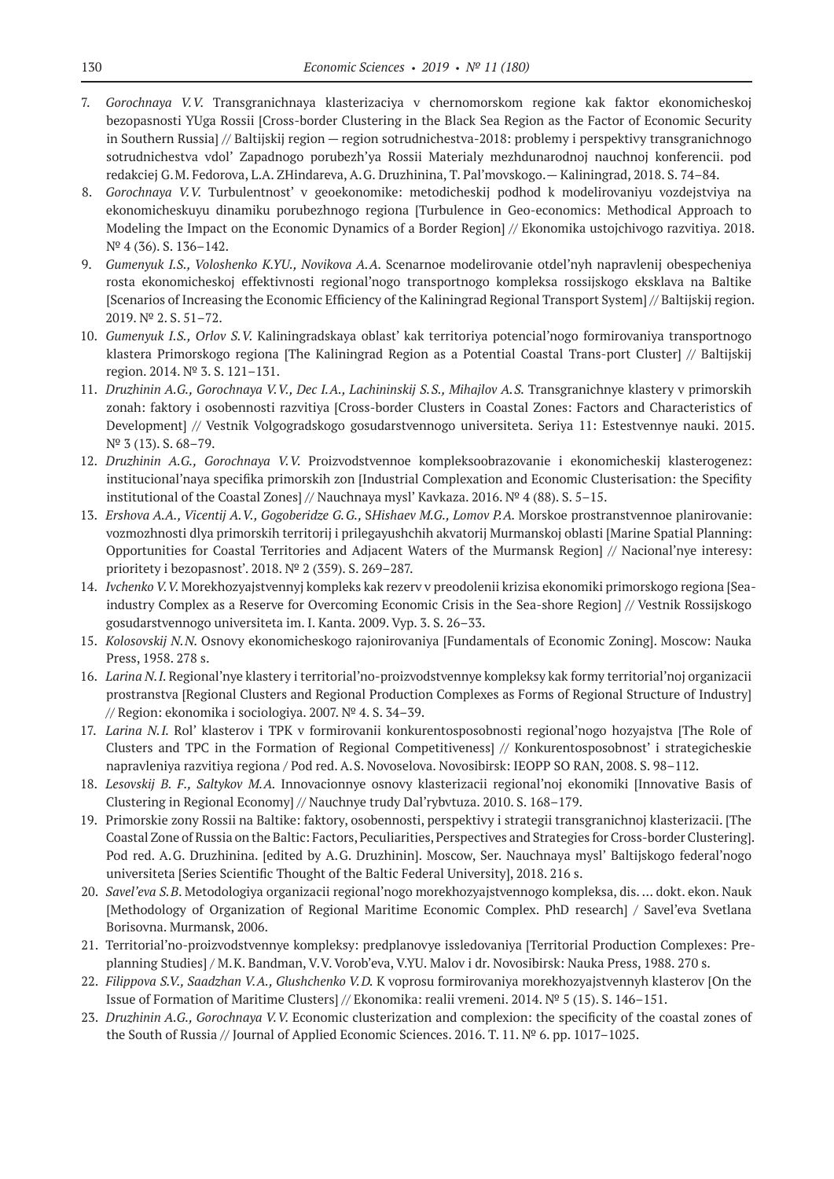7. *Gorochnaya V.V.* Transgranichnaya klasterizaciya v chernomorskom regione kak faktor ekonomicheskoj bezopasnosti YUga Rossii [Cross-border Clustering in the Black Sea Region as the Factor of Economic Security in Southern Russia] // Baltijskij region — region sotrudnichestva-2018: problemy i perspektivy transgranichnogo sotrudnichestva vdol' Zapadnogo porubezh'ya Rossii Materialy mezhdunarodnoj nauchnoj konferencii. pod redakciej G.M. Fedorova, L.A. ZHindareva, A.G. Druzhinina, T. Pal'movskogo.— Kaliningrad, 2018. S. 74–84.
8. *Gorochnaya V.V.* Turbulentnost' v geoekonomike: metodicheskij podhod k modelirovaniyu vozdejstviya na ekonomicheskuyu dinamiku porubezhnogo regiona [Turbulence in Geo-economics: Methodical Approach to Modeling the Impact on the Economic Dynamics of a Border Region] // Ekonomika ustojchivogo razvitiya. 2018. № 4 (36). S. 136–142.
9. *Gumenyuk I.S., Voloshenko K.YU., Novikova A.A.* Scenarnoe modelirovanie otdel'nyh napravlenij obespecheniya rosta ekonomicheskoj effektivnosti regional'nogo transportnogo kompleksa rossijskogo eksklava na Baltike [Scenarios of Increasing the Economic Efficiency of the Kaliningrad Regional Transport System] // Baltijskij region. 2019. № 2. S. 51–72.
10. *Gumenyuk I.S., Orlov S.V.* Kaliningradskaya oblast' kak territoriya potencial'nogo formirovaniya transportnogo klastera Primorskogo regiona [The Kaliningrad Region as a Potential Coastal Trans-port Cluster] // Baltijskij region. 2014. № 3. S. 121–131.
11. *Druzhinin A.G., Gorochnaya V.V., Dec I.A., Lachininskij S.S., Mihajlov A.S.* Transgranichnye klastery v primorskih zonah: faktory i osobennosti razvitiya [Cross-border Clusters in Coastal Zones: Factors and Characteristics of Development] // Vestnik Volgogradskogo gosudarstvennogo universiteta. Seriya 11: Estestvennye nauki. 2015. № 3 (13). S. 68–79.
12. *Druzhinin A.G., Gorochnaya V.V.* Proizvodstvennoe kompleksoobrazovanie i ekonomicheskij klasterogenez: institucional'naya specifika primorskih zon [Industrial Complexation and Economic Clusterisation: the Specifity institutional of the Coastal Zones] // Nauchnaya mysl' Kavkaza. 2016. № 4 (88). S. 5–15.
13. *Ershova A.A., Vicentij A.V., Gogoberidze G.G., SHishaev M.G., Lomov P.A.* Morskoe prostranstvennoe planirovanie: vozmozhnosti dlya primorskih territorij i prilegayushchih akvatorij Murmanskoj oblasti [Marine Spatial Planning: Opportunities for Coastal Territories and Adjacent Waters of the Murmansk Region] // Nacional'nye interesy: prioritety i bezopasnost'. 2018. № 2 (359). S. 269–287.
14. *Ivchenko V.V.* Morekhozyajstvennyj kompleks kak rezerv v preodolenii krizisa ekonomiki primorskogo regiona [Sea-industry Complex as a Reserve for Overcoming Economic Crisis in the Sea-shore Region] // Vestnik Rossijskogo gosudarstvennogo universiteta im. I. Kanta. 2009. Vyp. 3. S. 26–33.
15. *Kolosovskij N.N.* Osnovy ekonomicheskogo rajonirovaniya [Fundamentals of Economic Zoning]. Moscow: Nauka Press, 1958. 278 s.
16. *Larina N.I.* Regional'nye klastery i territorial'no-proizvodstvennye kompleksy kak formy territorial'noj organizacii prostranstva [Regional Clusters and Regional Production Complexes as Forms of Regional Structure of Industry] // Region: ekonomika i sociologiya. 2007. № 4. S. 34–39.
17. *Larina N.I.* Rol' klasterov i TPK v formirovanii konkurentosposobnosti regional'nogo hozyajstva [The Role of Clusters and TPC in the Formation of Regional Competitiveness] // Konkurentosposobnost' i strategicheskie napravleniya razvitiya regiona / Pod red. A.S. Novoselova. Novosibirsk: IEOPP SO RAN, 2008. S. 98–112.
18. *Lesovskij B. F., Saltykov M.A.* Innovacionnye osnovy klasterizacii regional'noj ekonomiki [Innovative Basis of Clustering in Regional Economy] // Nauchnye trudy Dal'rybvtuza. 2010. S. 168–179.
19. Primorskie zony Rossii na Baltike: faktory, osobennosti, perspektivy i strategii transgranichnoj klasterizacii. [The Coastal Zone of Russia on the Baltic: Factors, Peculiarities, Perspectives and Strategies for Cross-border Clustering]. Pod red. A.G. Druzhinina. [edited by A.G. Druzhinin]. Moscow, Ser. Nauchnaya mysl' Baltijskogo federal'nogo universiteta [Series Scientific Thought of the Baltic Federal University], 2018. 216 s.
20. *Savel'eva S.B.* Metodologiya organizacii regional'nogo morekhozyajstvennogo kompleksa, dis. … dokt. ekon. Nauk [Methodology of Organization of Regional Maritime Economic Complex. PhD research] / Savel'eva Svetlana Borisovna. Murmansk, 2006.
21. Territorial'no-proizvodstvennye kompleksy: predplanovye issledovaniya [Territorial Production Complexes: Pre-planning Studies] / M.K. Bandman, V.V. Vorob'eva, V.YU. Malov i dr. Novosibirsk: Nauka Press, 1988. 270 s.
22. *Filippova S.V., Saadzhan V.A., Glushchenko V.D.* K voprosu formirovaniya morekhozyajstvennyh klasterov [On the Issue of Formation of Maritime Clusters] // Ekonomika: realii vremeni. 2014. № 5 (15). S. 146–151.
23. *Druzhinin A.G., Gorochnaya V.V.* Economic clusterization and complexion: the specificity of the coastal zones of the South of Russia // Journal of Applied Economic Sciences. 2016. T. 11. № 6. pp. 1017–1025.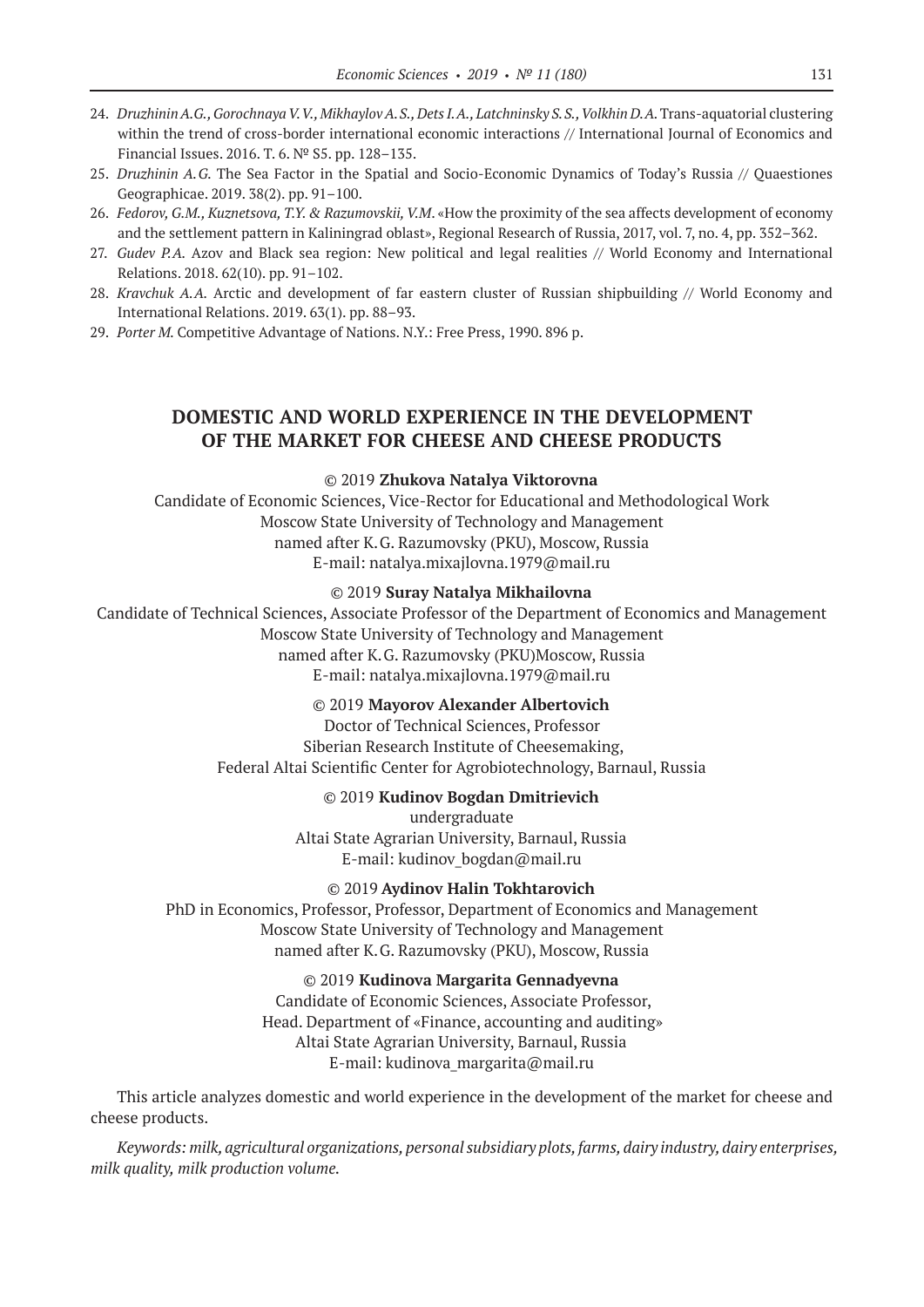24. *Druzhinin A.G., Gorochnaya V.V., Mikhaylov A.S., Dets I.A., Latchninsky S.S., Volkhin D.A.* Trans-aquatorial clustering within the trend of cross-border international economic interactions // International Journal of Economics and Financial Issues. 2016. T. 6. № S5. pp. 128–135.
25. *Druzhinin A.G.* The Sea Factor in the Spatial and Socio-Economic Dynamics of Today's Russia // Quaestiones Geographicae. 2019. 38(2). pp. 91–100.
26. *Fedorov, G.M., Kuznetsova, T.Y. & Razumovskii, V.M.* «How the proximity of the sea affects development of economy and the settlement pattern in Kaliningrad oblast», Regional Research of Russia, 2017, vol. 7, no. 4, pp. 352–362.
27. *Gudev P.A.* Azov and Black sea region: New political and legal realities // World Economy and International Relations. 2018. 62(10). pp. 91–102.
28. *Kravchuk A.A.* Arctic and development of far eastern cluster of Russian shipbuilding // World Economy and International Relations. 2019. 63(1). pp. 88–93.
29. *Porter M.* Competitive Advantage of Nations. N.Y.: Free Press, 1990. 896 p.

## DOMESTIC AND WORLD EXPERIENCE IN THE DEVELOPMENT OF THE MARKET FOR CHEESE AND CHEESE PRODUCTS

© 2019 **Zhukova Natalya Viktorovna**
Candidate of Economic Sciences, Vice-Rector for Educational and Methodological Work
Moscow State University of Technology and Management
named after K.G. Razumovsky (PKU), Moscow, Russia
E-mail: natalya.mixajlovna.1979@mail.ru

© 2019 **Suray Natalya Mikhailovna**
Candidate of Technical Sciences, Associate Professor of the Department of Economics and Management
Moscow State University of Technology and Management
named after K.G. Razumovsky (PKU)Moscow, Russia
E-mail: natalya.mixajlovna.1979@mail.ru

© 2019 **Mayorov Alexander Albertovich**
Doctor of Technical Sciences, Professor
Siberian Research Institute of Cheesemaking,
Federal Altai Scientific Center for Agrobiotechnology, Barnaul, Russia

© 2019 **Kudinov Bogdan Dmitrievich**
undergraduate
Altai State Agrarian University, Barnaul, Russia
E-mail: kudinov_bogdan@mail.ru

© 2019 **Aydinov Halin Tokhtarovich**
PhD in Economics, Professor, Professor, Department of Economics and Management
Moscow State University of Technology and Management
named after K.G. Razumovsky (PKU), Moscow, Russia

© 2019 **Kudinova Margarita Gennadyevna**
Candidate of Economic Sciences, Associate Professor,
Head. Department of «Finance, accounting and auditing»
Altai State Agrarian University, Barnaul, Russia
E-mail: kudinova_margarita@mail.ru

This article analyzes domestic and world experience in the development of the market for cheese and cheese products.

*Keywords: milk, agricultural organizations, personal subsidiary plots, farms, dairy industry, dairy enterprises, milk quality, milk production volume.*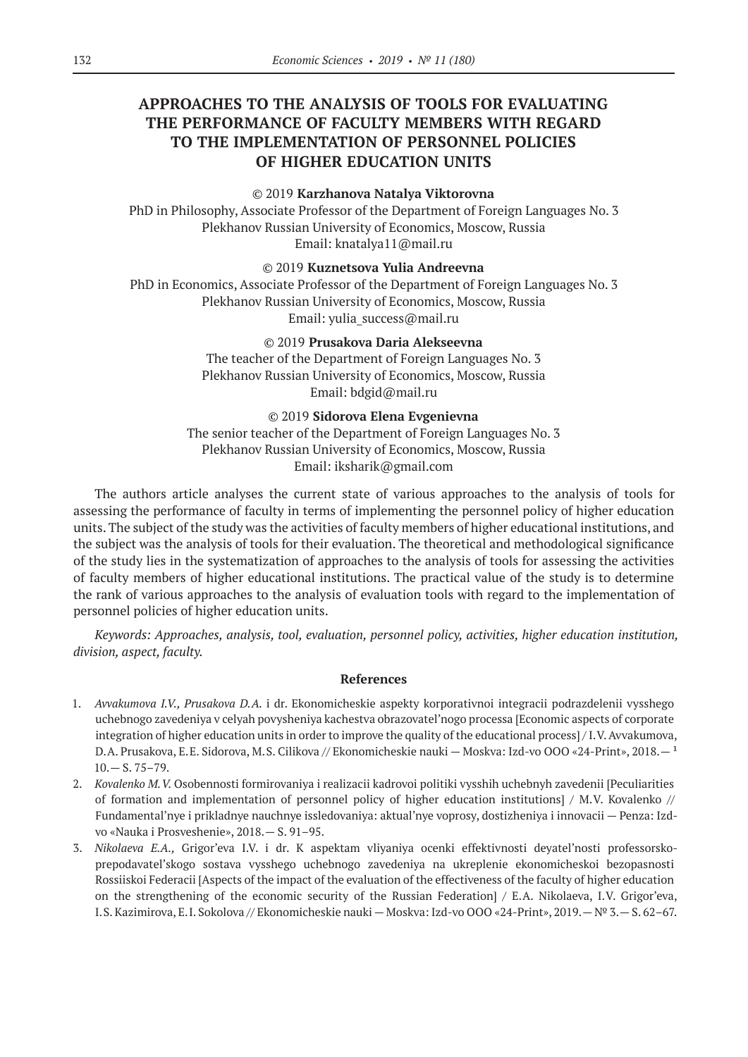# APPROACHES TO THE ANALYSIS OF TOOLS FOR EVALUATING THE PERFORMANCE OF FACULTY MEMBERS WITH REGARD TO THE IMPLEMENTATION OF PERSONNEL POLICIES OF HIGHER EDUCATION UNITS

© 2019 **Karzhanova Natalya Viktorovna**
PhD in Philosophy, Associate Professor of the Department of Foreign Languages No. 3
Plekhanov Russian University of Economics, Moscow, Russia
Email: knatalya11@mail.ru

© 2019 **Kuznetsova Yulia Andreevna**
PhD in Economics, Associate Professor of the Department of Foreign Languages No. 3
Plekhanov Russian University of Economics, Moscow, Russia
Email: yulia_success@mail.ru

© 2019 **Prusakova Daria Alekseevna**
The teacher of the Department of Foreign Languages No. 3
Plekhanov Russian University of Economics, Moscow, Russia
Email: bdgid@mail.ru

© 2019 **Sidorova Elena Evgenievna**
The senior teacher of the Department of Foreign Languages No. 3
Plekhanov Russian University of Economics, Moscow, Russia
Email: iksharik@gmail.com

The authors article analyses the current state of various approaches to the analysis of tools for assessing the performance of faculty in terms of implementing the personnel policy of higher education units. The subject of the study was the activities of faculty members of higher educational institutions, and the subject was the analysis of tools for their evaluation. The theoretical and methodological significance of the study lies in the systematization of approaches to the analysis of tools for assessing the activities of faculty members of higher educational institutions. The practical value of the study is to determine the rank of various approaches to the analysis of evaluation tools with regard to the implementation of personnel policies of higher education units.

*Keywords: Approaches, analysis, tool, evaluation, personnel policy, activities, higher education institution, division, aspect, faculty.*

### References

1. *Avvakumova I.V., Prusakova D.A.* i dr. Ekonomicheskie aspekty korporativnoi integracii podrazdelenii vysshego uchebnogo zavedeniya v celyah povysheniya kachestva obrazovatel'nogo processa [Economic aspects of corporate integration of higher education units in order to improve the quality of the educational process] / I.V. Avvakumova, D.A. Prusakova, E.E. Sidorova, M.S. Cilikova // Ekonomicheskie nauki — Moskva: Izd-vo OOO «24-Print», 2018.— ¹ 10.— S. 75–79.
2. *Kovalenko M.V.* Osobennosti formirovaniya i realizacii kadrovoi politiki vysshih uchebnyh zavedenii [Peculiarities of formation and implementation of personnel policy of higher education institutions] / M.V. Kovalenko // Fundamental'nye i prikladnye nauchnye issledovaniya: aktual'nye voprosy, dostizheniya i innovacii — Penza: Izd-vo «Nauka i Prosveshenie», 2018.— S. 91–95.
3. *Nikolaeva E.A.,* Grigor'eva I.V. i dr. K aspektam vliyaniya ocenki effektivnosti deyatel'nosti professorsko-prepodavatel'skogo sostava vysshego uchebnogo zavedeniya na ukreplenie ekonomicheskoi bezopasnosti Rossiiskoi Federacii [Aspects of the impact of the evaluation of the effectiveness of the faculty of higher education on the strengthening of the economic security of the Russian Federation] / E.A. Nikolaeva, I.V. Grigor'eva, I.S. Kazimirova, E.I. Sokolova // Ekonomicheskie nauki — Moskva: Izd-vo OOO «24-Print», 2019.— № 3.— S. 62–67.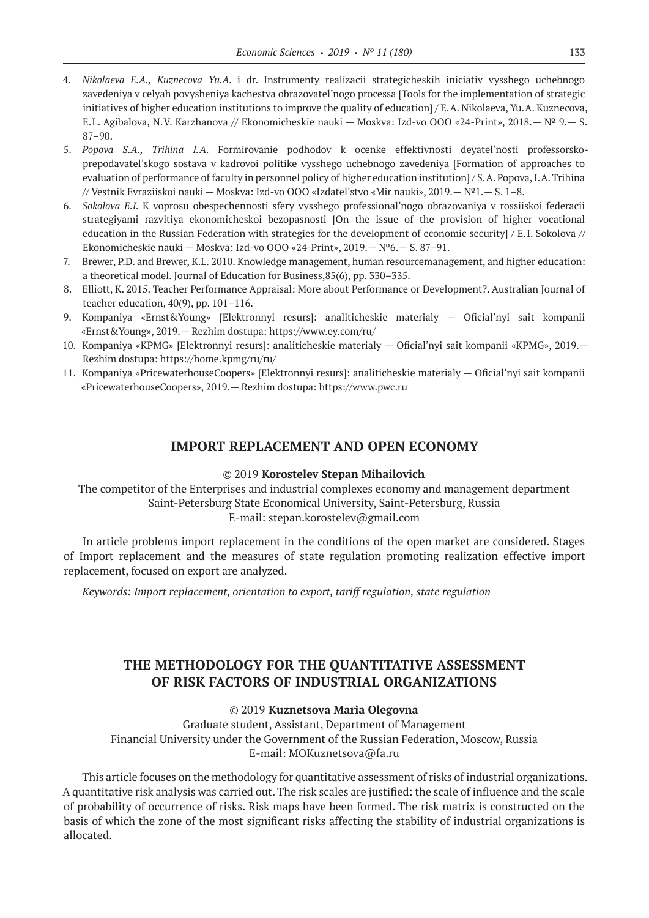4. *Nikolaeva E.A., Kuznecova Yu.A.* i dr. Instrumenty realizacii strategicheskih iniciativ vysshego uchebnogo zavedeniya v celyah povysheniya kachestva obrazovatel'nogo processa [Tools for the implementation of strategic initiatives of higher education institutions to improve the quality of education] / E.A. Nikolaeva, Yu.A. Kuznecova, E.L. Agibalova, N.V. Karzhanova // Ekonomicheskie nauki — Moskva: Izd-vo OOO «24-Print», 2018.— № 9.— S. 87–90.
5. *Popova S.A., Trihina I.A.* Formirovanie podhodov k ocenke effektivnosti deyatel'nosti professorsko-prepodavatel'skogo sostava v kadrovoi politike vysshego uchebnogo zavedeniya [Formation of approaches to evaluation of performance of faculty in personnel policy of higher education institution] / S.A. Popova, I.A. Trihina // Vestnik Evraziiskoi nauki — Moskva: Izd-vo OOO «Izdatel'stvo «Mir nauki», 2019.— №1.— S. 1–8.
6. *Sokolova E.I.* K voprosu obespechennosti sfery vysshego professional'nogo obrazovaniya v rossiiskoi federacii strategiyami razvitiya ekonomicheskoi bezopasnosti [On the issue of the provision of higher vocational education in the Russian Federation with strategies for the development of economic security] / E.I. Sokolova // Ekonomicheskie nauki — Moskva: Izd-vo OOO «24-Print», 2019.— №6.— S. 87–91.
7. Brewer, P.D. and Brewer, K.L. 2010. Knowledge management, human resourcemanagement, and higher education: a theoretical model. Journal of Education for Business,85(6), pp. 330–335.
8. Elliott, K. 2015. Teacher Performance Appraisal: More about Performance or Development?. Australian Journal of teacher education, 40(9), pp. 101–116.
9. Kompaniya «Ernst&Young» [Elektronnyi resurs]: analiticheskie materialy — Oficial'nyi sait kompanii «Ernst&Young», 2019.— Rezhim dostupa: https://www.ey.com/ru/
10. Kompaniya «KPMG» [Elektronnyi resurs]: analiticheskie materialy — Oficial'nyi sait kompanii «KPMG», 2019.— Rezhim dostupa: https://home.kpmg/ru/ru/
11. Kompaniya «PricewaterhouseCoopers» [Elektronnyi resurs]: analiticheskie materialy — Oficial'nyi sait kompanii «PricewaterhouseCoopers», 2019.— Rezhim dostupa: https://www.pwc.ru

## IMPORT REPLACEMENT AND OPEN ECONOMY

© 2019 **Korostelev Stepan Mihailovich**

The competitor of the Enterprises and industrial complexes economy and management department
Saint-Petersburg State Economical University, Saint-Petersburg, Russia
E-mail: stepan.korostelev@gmail.com

In article problems import replacement in the conditions of the open market are considered. Stages of Import replacement and the measures of state regulation promoting realization effective import replacement, focused on export are analyzed.

*Keywords: Import replacement, orientation to export, tariff regulation, state regulation*

## THE METHODOLOGY FOR THE QUANTITATIVE ASSESSMENT OF RISK FACTORS OF INDUSTRIAL ORGANIZATIONS

© 2019 **Kuznetsova Maria Olegovna**

Graduate student, Assistant, Department of Management
Financial University under the Government of the Russian Federation, Moscow, Russia
E-mail: MOKuznetsova@fa.ru

This article focuses on the methodology for quantitative assessment of risks of industrial organizations. A quantitative risk analysis was carried out. The risk scales are justified: the scale of influence and the scale of probability of occurrence of risks. Risk maps have been formed. The risk matrix is constructed on the basis of which the zone of the most significant risks affecting the stability of industrial organizations is allocated.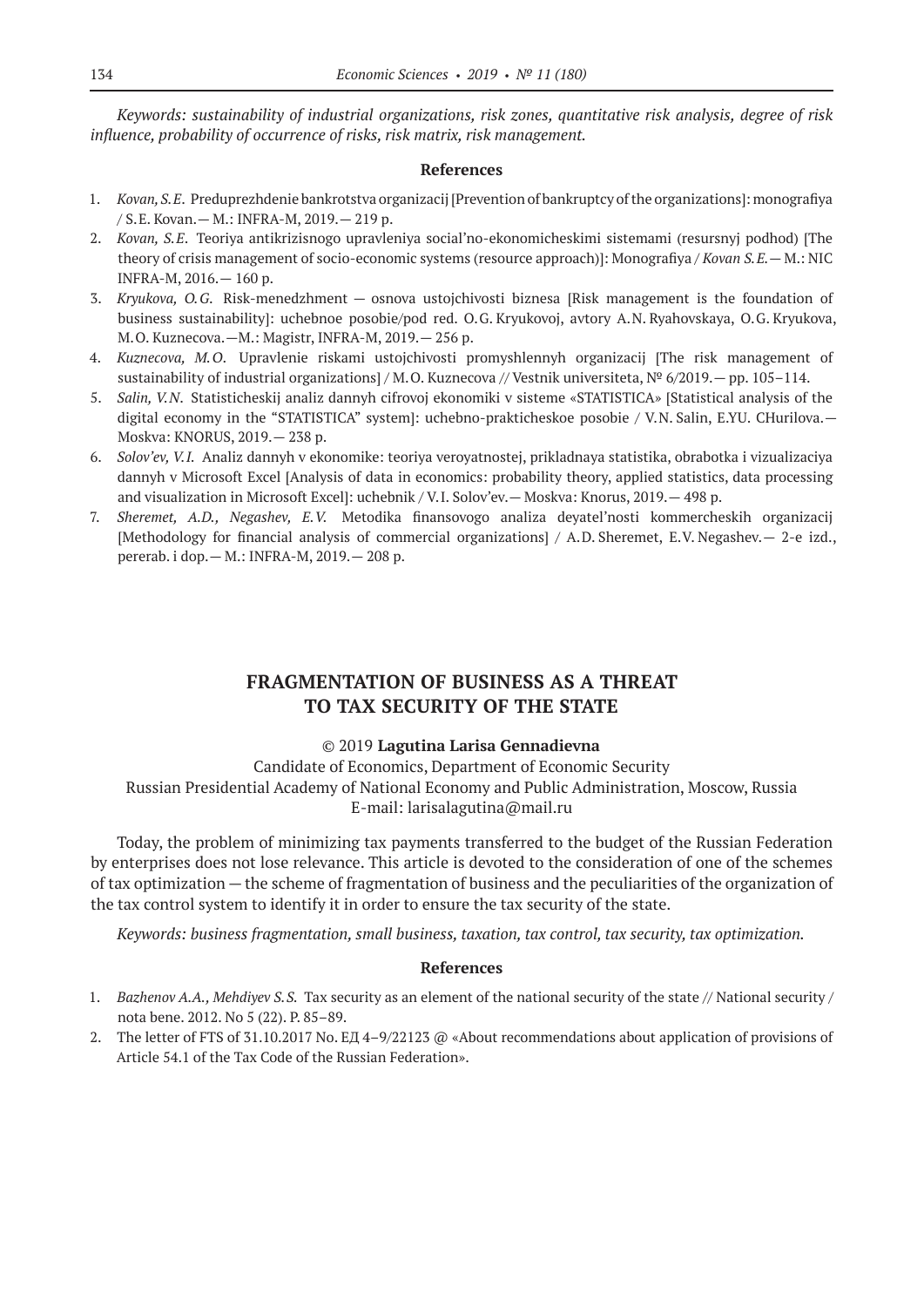*Keywords: sustainability of industrial organizations, risk zones, quantitative risk analysis, degree of risk influence, probability of occurrence of risks, risk matrix, risk management.*

**References**

1. *Kovan, S.E.* Preduprezhdenie bankrotstva organizacij [Prevention of bankruptcy of the organizations]: monografiya / S.E. Kovan.— M.: INFRA-M, 2019.— 219 p.
2. *Kovan, S.E.* Teoriya antikrizisnogo upravleniya social'no-ekonomicheskimi sistemami (resursnyj podhod) [The theory of crisis management of socio-economic systems (resource approach)]: Monografiya / *Kovan S.E.*— M.: NIC INFRA-M, 2016.— 160 p.
3. *Kryukova, O.G.* Risk-menedzhment — osnova ustojchivosti biznesa [Risk management is the foundation of business sustainability]: uchebnoe posobie/pod red. O.G. Kryukovoj, avtory A.N. Ryahovskaya, O.G. Kryukova, M.O. Kuznecova.—M.: Magistr, INFRA-M, 2019.— 256 p.
4. *Kuznecova, M.O.* Upravlenie riskami ustojchivosti promyshlennyh organizacij [The risk management of sustainability of industrial organizations] / M.O. Kuznecova // Vestnik universiteta, № 6/2019.— pp. 105–114.
5. *Salin, V.N.* Statisticheskij analiz dannyh cifrovoj ekonomiki v sisteme «STATISTICA» [Statistical analysis of the digital economy in the "STATISTICA" system]: uchebno-prakticheskoe posobie / V.N. Salin, E.YU. CHurilova.— Moskva: KNORUS, 2019.— 238 p.
6. *Solov'ev, V.I.* Analiz dannyh v ekonomike: teoriya veroyatnostej, prikladnaya statistika, obrabotka i vizualizaciya dannyh v Microsoft Excel [Analysis of data in economics: probability theory, applied statistics, data processing and visualization in Microsoft Excel]: uchebnik / V.I. Solov'ev.— Moskva: Knorus, 2019.— 498 p.
7. *Sheremet, A.D., Negashev, E.V.* Metodika finansovogo analiza deyatel'nosti kommercheskih organizacij [Methodology for financial analysis of commercial organizations] / A.D. Sheremet, E.V. Negashev.— 2-e izd., pererab. i dop.— M.: INFRA-M, 2019.— 208 p.

## FRAGMENTATION OF BUSINESS AS A THREAT TO TAX SECURITY OF THE STATE

© 2019 **Lagutina Larisa Gennadievna**

Candidate of Economics, Department of Economic Security
Russian Presidential Academy of National Economy and Public Administration, Moscow, Russia
E-mail: larisalagutina@mail.ru

Today, the problem of minimizing tax payments transferred to the budget of the Russian Federation by enterprises does not lose relevance. This article is devoted to the consideration of one of the schemes of tax optimization — the scheme of fragmentation of business and the peculiarities of the organization of the tax control system to identify it in order to ensure the tax security of the state.

*Keywords: business fragmentation, small business, taxation, tax control, tax security, tax optimization.*

**References**

1. *Bazhenov A.A., Mehdiyev S.S.* Tax security as an element of the national security of the state // National security / nota bene. 2012. No 5 (22). P. 85–89.
2. The letter of FTS of 31.10.2017 No. ЕД 4–9/22123 @ «About recommendations about application of provisions of Article 54.1 of the Tax Code of the Russian Federation».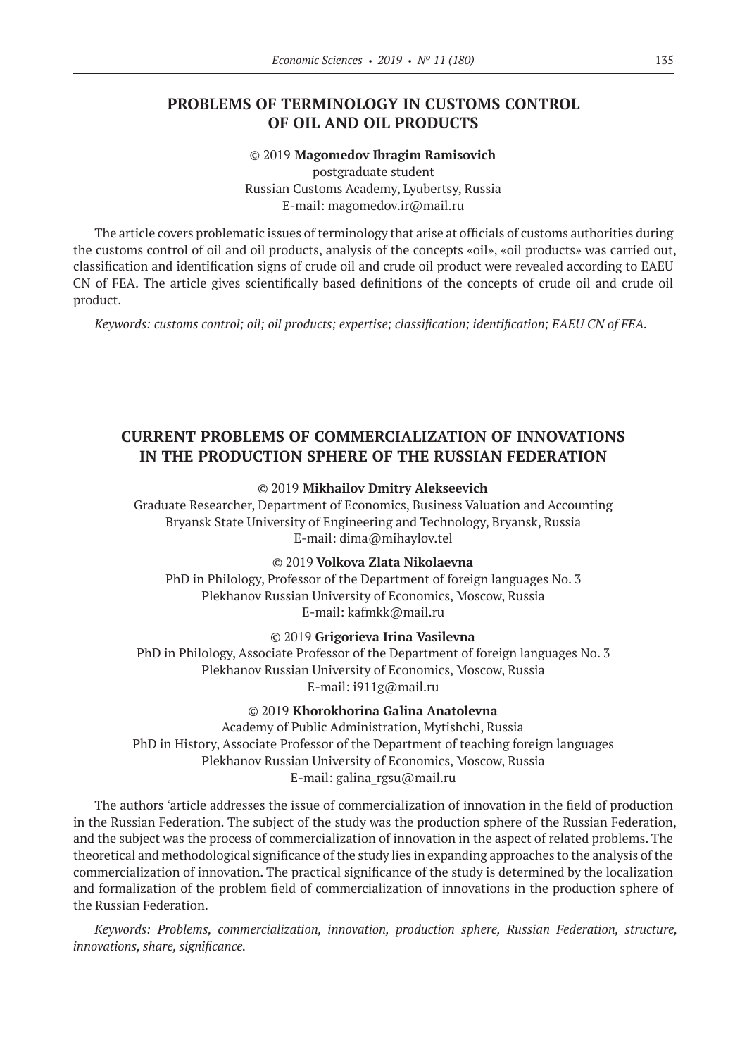## PROBLEMS OF TERMINOLOGY IN CUSTOMS CONTROL OF OIL AND OIL PRODUCTS

© 2019 **Magomedov Ibragim Ramisovich**
postgraduate student
Russian Customs Academy, Lyubertsy, Russia
E-mail: magomedov.ir@mail.ru

The article covers problematic issues of terminology that arise at officials of customs authorities during the customs control of oil and oil products, analysis of the concepts «oil», «oil products» was carried out, classification and identification signs of crude oil and crude oil product were revealed according to EAEU CN of FEA. The article gives scientifically based definitions of the concepts of crude oil and crude oil product.

*Keywords: customs control; oil; oil products; expertise; classification; identification; EAEU CN of FEA.*

## CURRENT PROBLEMS OF COMMERCIALIZATION OF INNOVATIONS IN THE PRODUCTION SPHERE OF THE RUSSIAN FEDERATION

© 2019 **Mikhailov Dmitry Alekseevich**
Graduate Researcher, Department of Economics, Business Valuation and Accounting
Bryansk State University of Engineering and Technology, Bryansk, Russia
E-mail: dima@mihaylov.tel

© 2019 **Volkova Zlata Nikolaevna**
PhD in Philology, Professor of the Department of foreign languages No. 3
Plekhanov Russian University of Economics, Moscow, Russia
E-mail: kafmkk@mail.ru

© 2019 **Grigorieva Irina Vasilevna**
PhD in Philology, Associate Professor of the Department of foreign languages No. 3
Plekhanov Russian University of Economics, Moscow, Russia
E-mail: i911g@mail.ru

© 2019 **Khorokhorina Galina Anatolevna**
Academy of Public Administration, Mytishchi, Russia
PhD in History, Associate Professor of the Department of teaching foreign languages
Plekhanov Russian University of Economics, Moscow, Russia
E-mail: galina_rgsu@mail.ru

The authors 'article addresses the issue of commercialization of innovation in the field of production in the Russian Federation. The subject of the study was the production sphere of the Russian Federation, and the subject was the process of commercialization of innovation in the aspect of related problems. The theoretical and methodological significance of the study lies in expanding approaches to the analysis of the commercialization of innovation. The practical significance of the study is determined by the localization and formalization of the problem field of commercialization of innovations in the production sphere of the Russian Federation.

*Keywords: Problems, commercialization, innovation, production sphere, Russian Federation, structure, innovations, share, significance.*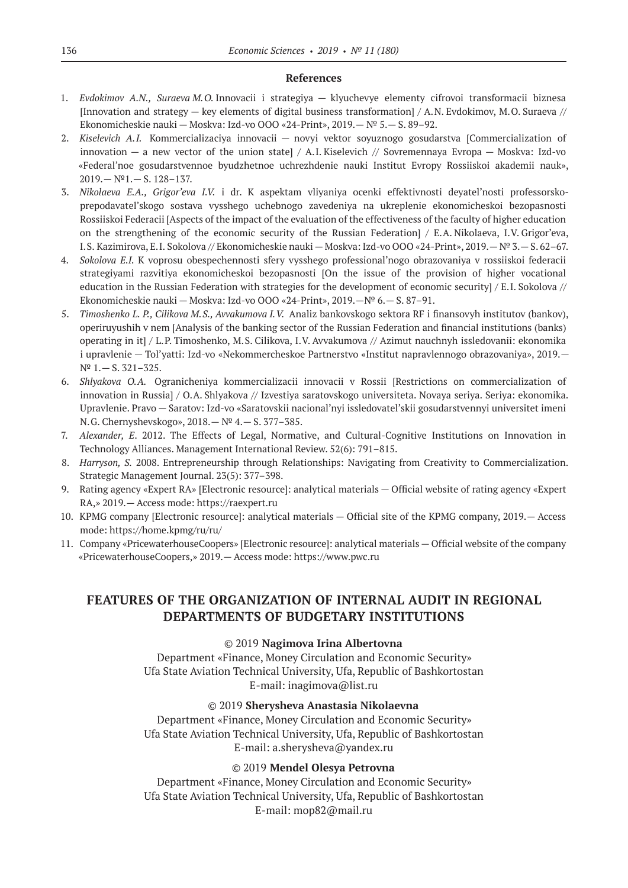## References

1. *Evdokimov A.N., Suraeva M.O.* Innovacii i strategiya — klyuchevye elementy cifrovoi transformacii biznesa [Innovation and strategy — key elements of digital business transformation] / A.N. Evdokimov, M.O. Suraeva // Ekonomicheskie nauki — Moskva: Izd-vo OOO «24-Print», 2019. — № 5. — S. 89–92.
2. *Kiselevich A.I.* Kommercializaciya innovacii — novyi vektor soyuznogo gosudarstva [Commercialization of innovation — a new vector of the union state] / A.I. Kiselevich // Sovremennaya Evropa — Moskva: Izd-vo «Federal'noe gosudarstvennoe byudzhetnoe uchrezhdenie nauki Institut Evropy Rossiiskoi akademii nauk», 2019. — №1. — S. 128–137.
3. *Nikolaeva E.A., Grigor'eva I.V.* i dr. K aspektam vliyaniya ocenki effektivnosti deyatel'nosti professorsko-prepodavatel'skogo sostava vysshego uchebnogo zavedeniya na ukreplenie ekonomicheskoi bezopasnosti Rossiiskoi Federacii [Aspects of the impact of the evaluation of the effectiveness of the faculty of higher education on the strengthening of the economic security of the Russian Federation] / E.A. Nikolaeva, I.V. Grigor'eva, I.S. Kazimirova, E.I. Sokolova // Ekonomicheskie nauki — Moskva: Izd-vo OOO «24-Print», 2019. — № 3. — S. 62–67.
4. *Sokolova E.I.* K voprosu obespechennosti sfery vysshego professional'nogo obrazovaniya v rossiiskoi federacii strategiyami razvitiya ekonomicheskoi bezopasnosti [On the issue of the provision of higher vocational education in the Russian Federation with strategies for the development of economic security] / E.I. Sokolova // Ekonomicheskie nauki — Moskva: Izd-vo OOO «24-Print», 2019. —№ 6. — S. 87–91.
5. *Timoshenko L. P., Cilikova M.S., Avvakumova I.V.* Analiz bankovskogo sektora RF i finansovyh institutov (bankov), operiruyushih v nem [Analysis of the banking sector of the Russian Federation and financial institutions (banks) operating in it] / L.P. Timoshenko, M.S. Cilikova, I.V. Avvakumova // Azimut nauchnyh issledovanii: ekonomika i upravlenie — Tol'yatti: Izd-vo «Nekommercheskoe Partnerstvo «Institut napravlennogo obrazovaniya», 2019. — № 1. — S. 321–325.
6. *Shlyakova O.A.* Ogranicheniya kommercializacii innovacii v Rossii [Restrictions on commercialization of innovation in Russia] / O.A. Shlyakova // Izvestiya saratovskogo universiteta. Novaya seriya. Seriya: ekonomika. Upravlenie. Pravo — Saratov: Izd-vo «Saratovskii nacional'nyi issledovatel'skii gosudarstvennyi universitet imeni N.G. Chernyshevskogo», 2018. — № 4. — S. 377–385.
7. *Alexander, E.* 2012. The Effects of Legal, Normative, and Cultural-Cognitive Institutions on Innovation in Technology Alliances. Management International Review. 52(6): 791–815.
8. *Harryson, S.* 2008. Entrepreneurship through Relationships: Navigating from Creativity to Commercialization. Strategic Management Journal. 23(5): 377–398.
9. Rating agency «Expert RA» [Electronic resource]: analytical materials — Official website of rating agency «Expert RA,» 2019. — Access mode: https://raexpert.ru
10. KPMG company [Electronic resource]: analytical materials — Official site of the KPMG company, 2019. — Access mode: https://home.kpmg/ru/ru/
11. Company «PricewaterhouseCoopers» [Electronic resource]: analytical materials — Official website of the company «PricewaterhouseCoopers,» 2019. — Access mode: https://www.pwc.ru

# FEATURES OF THE ORGANIZATION OF INTERNAL AUDIT IN REGIONAL DEPARTMENTS OF BUDGETARY INSTITUTIONS

© 2019 **Nagimova Irina Albertovna**
Department «Finance, Money Circulation and Economic Security»
Ufa State Aviation Technical University, Ufa, Republic of Bashkortostan
E-mail: inagimova@list.ru

© 2019 **Sherysheva Anastasia Nikolaevna**
Department «Finance, Money Circulation and Economic Security»
Ufa State Aviation Technical University, Ufa, Republic of Bashkortostan
E-mail: a.sherysheva@yandex.ru

© 2019 **Mendel Olesya Petrovna**
Department «Finance, Money Circulation and Economic Security»
Ufa State Aviation Technical University, Ufa, Republic of Bashkortostan
E-mail: mop82@mail.ru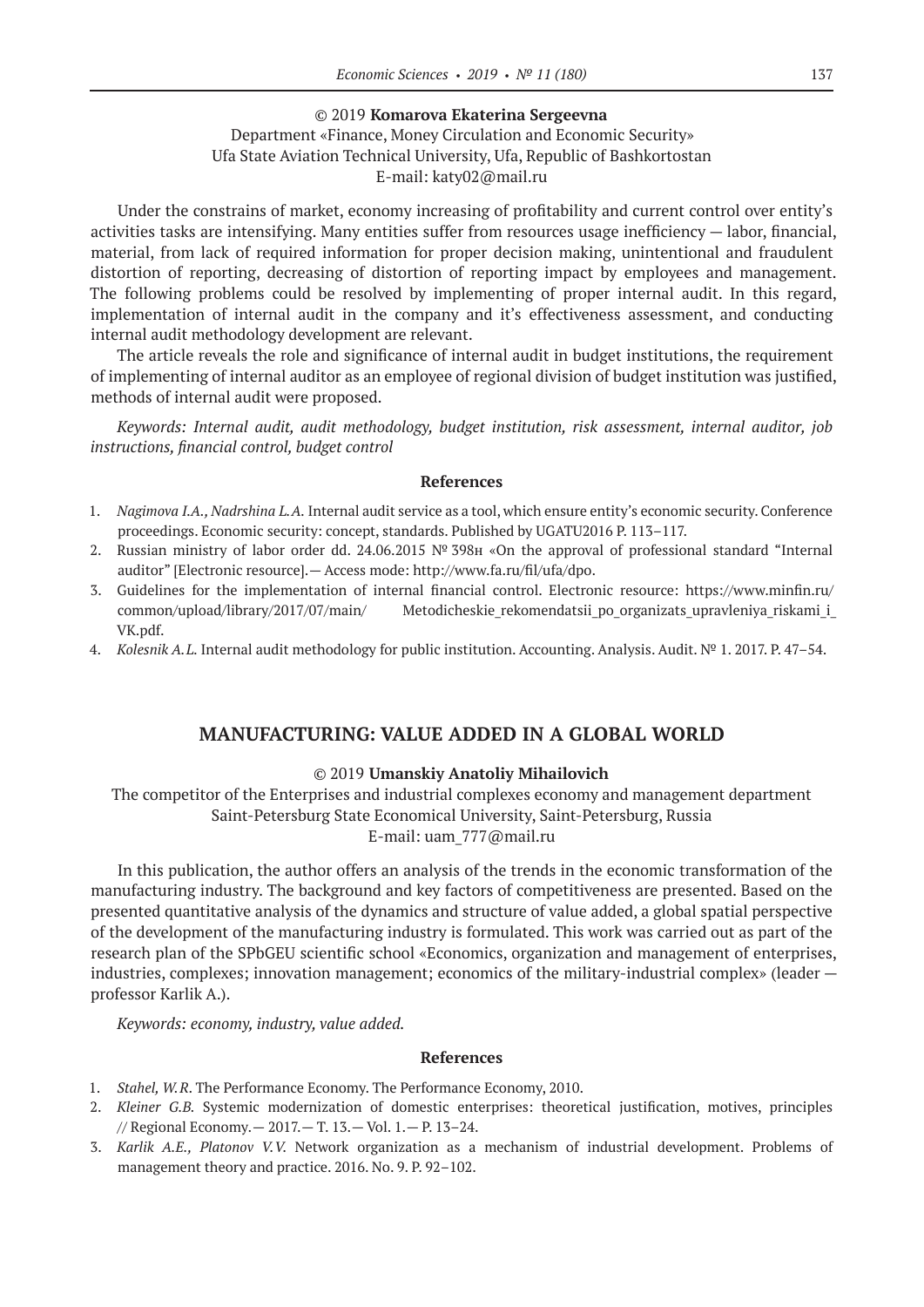© 2019 **Komarova Ekaterina Sergeevna**
Department «Finance, Money Circulation and Economic Security»
Ufa State Aviation Technical University, Ufa, Republic of Bashkortostan
E-mail: katy02@mail.ru

Under the constrains of market, economy increasing of profitability and current control over entity's activities tasks are intensifying. Many entities suffer from resources usage inefficiency — labor, financial, material, from lack of required information for proper decision making, unintentional and fraudulent distortion of reporting, decreasing of distortion of reporting impact by employees and management. The following problems could be resolved by implementing of proper internal audit. In this regard, implementation of internal audit in the company and it's effectiveness assessment, and conducting internal audit methodology development are relevant.

The article reveals the role and significance of internal audit in budget institutions, the requirement of implementing of internal auditor as an employee of regional division of budget institution was justified, methods of internal audit were proposed.

*Keywords: Internal audit, audit methodology, budget institution, risk assessment, internal auditor, job instructions, financial control, budget control*

#### References

1. *Nagimova I.A., Nadrshina L.A.* Internal audit service as a tool, which ensure entity's economic security. Conference proceedings. Economic security: concept, standards. Published by UGATU2016 P. 113–117.
2. Russian ministry of labor order dd. 24.06.2015 № 398н «On the approval of professional standard "Internal auditor" [Electronic resource].— Access mode: http://www.fa.ru/fil/ufa/dpo.
3. Guidelines for the implementation of internal financial control. Electronic resource: https://www.minfin.ru/common/upload/library/2017/07/main/ Metodicheskie_rekomendatsii_po_organizats_upravleniya_riskami_i_VK.pdf.
4. *Kolesnik A.L.* Internal audit methodology for public institution. Accounting. Analysis. Audit. № 1. 2017. P. 47–54.

## MANUFACTURING: VALUE ADDED IN A GLOBAL WORLD

© 2019 **Umanskiy Anatoliy Mihailovich**
The competitor of the Enterprises and industrial complexes economy and management department
Saint-Petersburg State Economical University, Saint-Petersburg, Russia
E-mail: uam_777@mail.ru

In this publication, the author offers an analysis of the trends in the economic transformation of the manufacturing industry. The background and key factors of competitiveness are presented. Based on the presented quantitative analysis of the dynamics and structure of value added, a global spatial perspective of the development of the manufacturing industry is formulated. This work was carried out as part of the research plan of the SPbGEU scientific school «Economics, organization and management of enterprises, industries, complexes; innovation management; economics of the military-industrial complex» (leader — professor Karlik A.).

*Keywords: economy, industry, value added.*

#### References

1. *Stahel, W.R.* The Performance Economy. The Performance Economy, 2010.
2. *Kleiner G.B.* Systemic modernization of domestic enterprises: theoretical justification, motives, principles // Regional Economy.— 2017.— T. 13.— Vol. 1.— P. 13–24.
3. *Karlik A.E., Platonov V.V.* Network organization as a mechanism of industrial development. Problems of management theory and practice. 2016. No. 9. P. 92–102.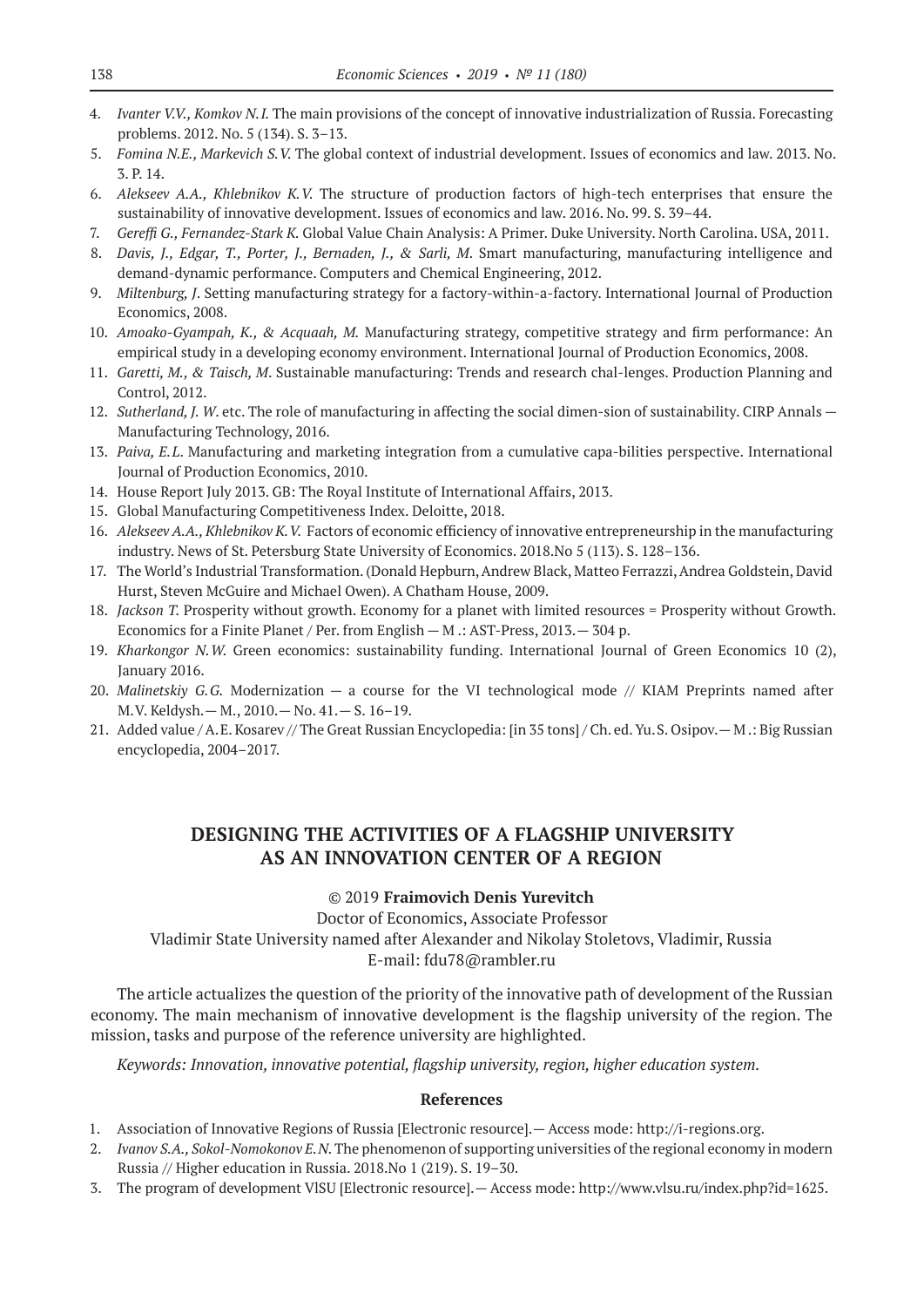4. *Ivanter V.V., Komkov N.I.* The main provisions of the concept of innovative industrialization of Russia. Forecasting problems. 2012. No. 5 (134). S. 3–13.
5. *Fomina N.E., Markevich S.V.* The global context of industrial development. Issues of economics and law. 2013. No. 3. P. 14.
6. *Alekseev A.A., Khlebnikov K.V.* The structure of production factors of high-tech enterprises that ensure the sustainability of innovative development. Issues of economics and law. 2016. No. 99. S. 39–44.
7. *Gereffi G., Fernandez-Stark K.* Global Value Chain Analysis: A Primer. Duke University. North Carolina. USA, 2011.
8. *Davis, J., Edgar, T., Porter, J., Bernaden, J., & Sarli, M.* Smart manufacturing, manufacturing intelligence and demand-dynamic performance. Computers and Chemical Engineering, 2012.
9. *Miltenburg, J.* Setting manufacturing strategy for a factory-within-a-factory. International Journal of Production Economics, 2008.
10. *Amoako-Gyampah, K., & Acquaah, M.* Manufacturing strategy, competitive strategy and firm performance: An empirical study in a developing economy environment. International Journal of Production Economics, 2008.
11. *Garetti, M., & Taisch, M.* Sustainable manufacturing: Trends and research chal-lenges. Production Planning and Control, 2012.
12. *Sutherland, J. W.* etc. The role of manufacturing in affecting the social dimen-sion of sustainability. CIRP Annals — Manufacturing Technology, 2016.
13. *Paiva, E.L.* Manufacturing and marketing integration from a cumulative capa-bilities perspective. International Journal of Production Economics, 2010.
14. House Report July 2013. GB: The Royal Institute of International Affairs, 2013.
15. Global Manufacturing Competitiveness Index. Deloitte, 2018.
16. *Alekseev A.A., Khlebnikov K.V.* Factors of economic efficiency of innovative entrepreneurship in the manufacturing industry. News of St. Petersburg State University of Economics. 2018.No 5 (113). S. 128–136.
17. The World's Industrial Transformation. (Donald Hepburn, Andrew Black, Matteo Ferrazzi, Andrea Goldstein, David Hurst, Steven McGuire and Michael Owen). A Chatham House, 2009.
18. *Jackson T.* Prosperity without growth. Economy for a planet with limited resources = Prosperity without Growth. Economics for a Finite Planet / Per. from English — M .: AST-Press, 2013.— 304 p.
19. *Kharkongor N.W.* Green economics: sustainability funding. International Journal of Green Economics 10 (2), January 2016.
20. *Malinetskiy G.G.* Modernization — a course for the VI technological mode // KIAM Preprints named after M.V. Keldysh.— M., 2010.— No. 41.— S. 16–19.
21. Added value / A.E. Kosarev // The Great Russian Encyclopedia: [in 35 tons] / Ch. ed. Yu.S. Osipov.— M .: Big Russian encyclopedia, 2004–2017.

## DESIGNING THE ACTIVITIES OF A FLAGSHIP UNIVERSITY AS AN INNOVATION CENTER OF A REGION

© 2019 **Fraimovich Denis Yurevitch**

Doctor of Economics, Associate Professor

Vladimir State University named after Alexander and Nikolay Stoletovs, Vladimir, Russia

E-mail: fdu78@rambler.ru

The article actualizes the question of the priority of the innovative path of development of the Russian economy. The main mechanism of innovative development is the flagship university of the region. The mission, tasks and purpose of the reference university are highlighted.

*Keywords: Innovation, innovative potential, flagship university, region, higher education system.*

### References

1. Association of Innovative Regions of Russia [Electronic resource].— Access mode: http://i-regions.org.
2. *Ivanov S.A., Sokol-Nomokonov E.N.* The phenomenon of supporting universities of the regional economy in modern Russia // Higher education in Russia. 2018.No 1 (219). S. 19–30.
3. The program of development VlSU [Electronic resource].— Access mode: http://www.vlsu.ru/index.php?id=1625.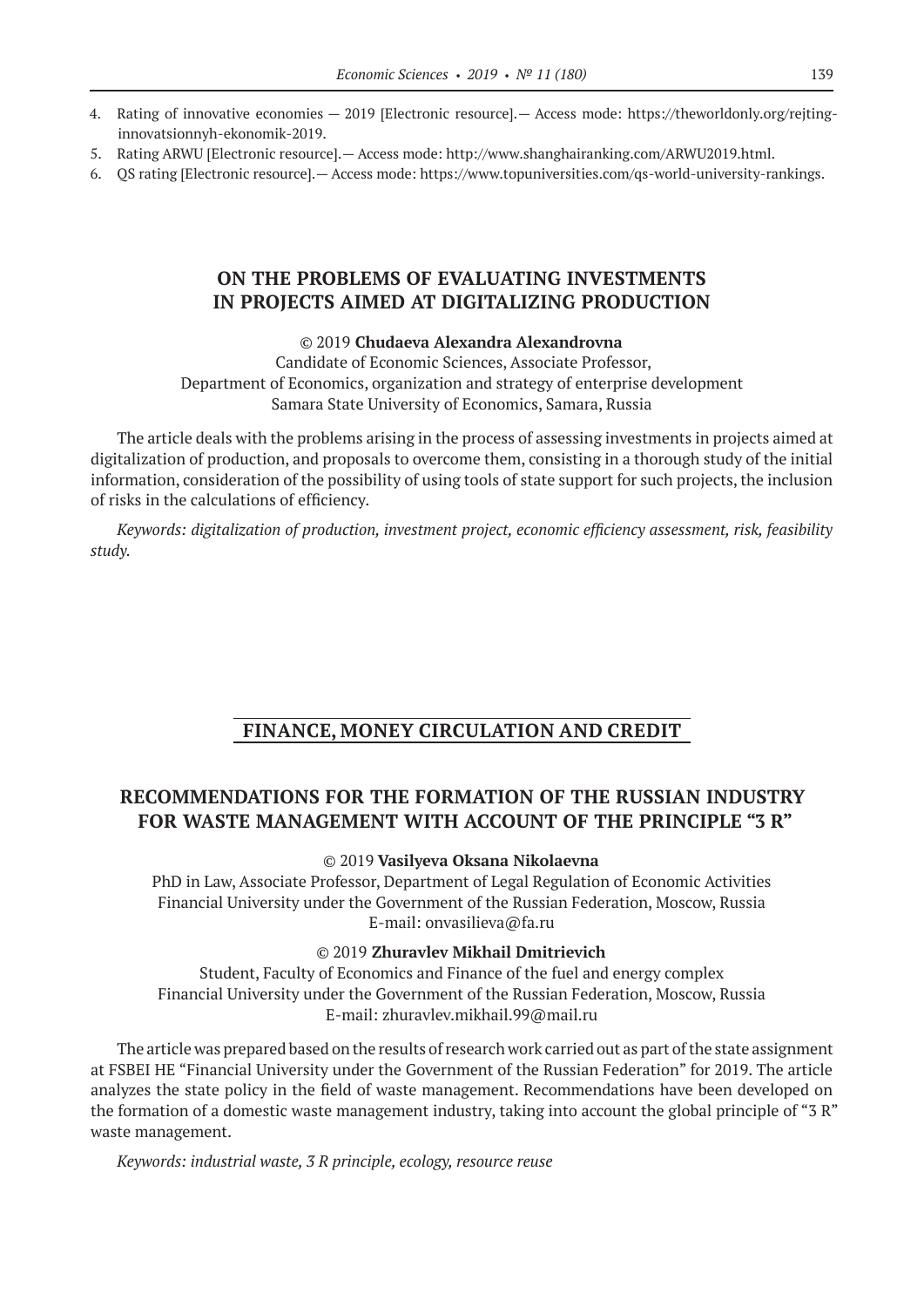4. Rating of innovative economies — 2019 [Electronic resource].— Access mode: https://theworldonly.org/rejting-innovatsionnyh-ekonomik-2019.
5. Rating ARWU [Electronic resource].— Access mode: http://www.shanghairanking.com/ARWU2019.html.
6. QS rating [Electronic resource].— Access mode: https://www.topuniversities.com/qs-world-university-rankings.

## ON THE PROBLEMS OF EVALUATING INVESTMENTS IN PROJECTS AIMED AT DIGITALIZING PRODUCTION

© 2019 **Chudaeva Alexandra Alexandrovna**
Candidate of Economic Sciences, Associate Professor,
Department of Economics, organization and strategy of enterprise development
Samara State University of Economics, Samara, Russia

The article deals with the problems arising in the process of assessing investments in projects aimed at digitalization of production, and proposals to overcome them, consisting in a thorough study of the initial information, consideration of the possibility of using tools of state support for such projects, the inclusion of risks in the calculations of efficiency.

*Keywords: digitalization of production, investment project, economic efficiency assessment, risk, feasibility study.*

# FINANCE, MONEY CIRCULATION AND CREDIT

## RECOMMENDATIONS FOR THE FORMATION OF THE RUSSIAN INDUSTRY FOR WASTE MANAGEMENT WITH ACCOUNT OF THE PRINCIPLE "3 R"

© 2019 **Vasilyeva Oksana Nikolaevna**
PhD in Law, Associate Professor, Department of Legal Regulation of Economic Activities
Financial University under the Government of the Russian Federation, Moscow, Russia
E-mail: onvasilieva@fa.ru

© 2019 **Zhuravlev Mikhail Dmitrievich**
Student, Faculty of Economics and Finance of the fuel and energy complex
Financial University under the Government of the Russian Federation, Moscow, Russia
E-mail: zhuravlev.mikhail.99@mail.ru

The article was prepared based on the results of research work carried out as part of the state assignment at FSBEI HE "Financial University under the Government of the Russian Federation" for 2019. The article analyzes the state policy in the field of waste management. Recommendations have been developed on the formation of a domestic waste management industry, taking into account the global principle of "3 R" waste management.

*Keywords: industrial waste, 3 R principle, ecology, resource reuse*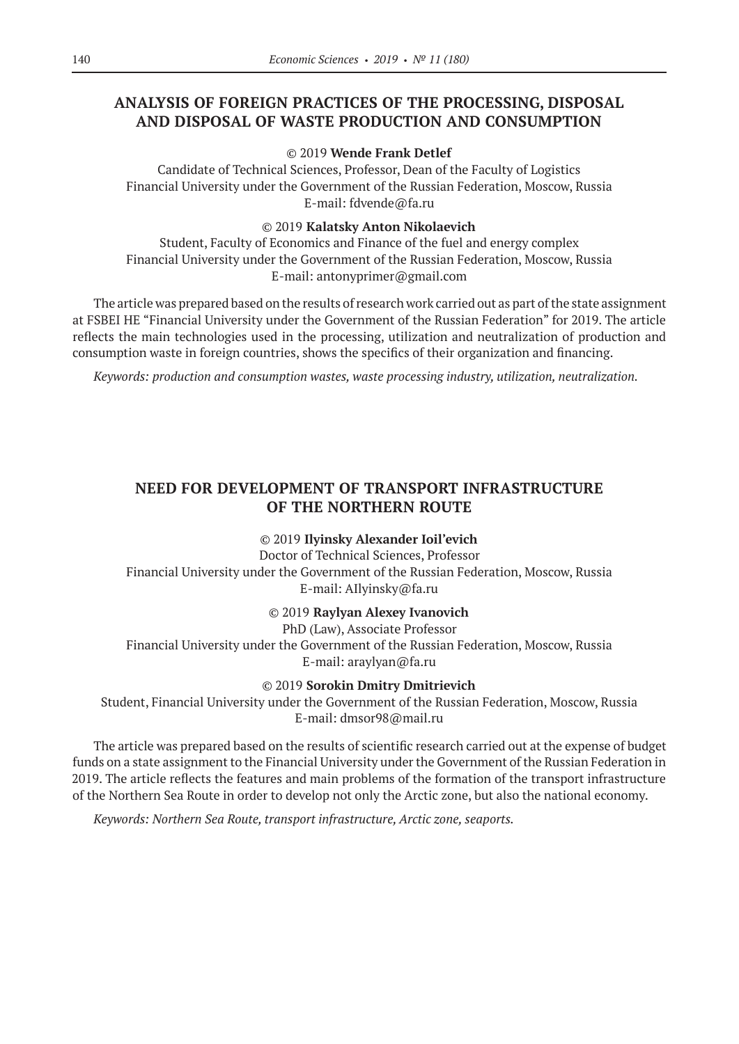## ANALYSIS OF FOREIGN PRACTICES OF THE PROCESSING, DISPOSAL AND DISPOSAL OF WASTE PRODUCTION AND CONSUMPTION

© 2019 **Wende Frank Detlef**

Candidate of Technical Sciences, Professor, Dean of the Faculty of Logistics
Financial University under the Government of the Russian Federation, Moscow, Russia
E-mail: fdvende@fa.ru

© 2019 **Kalatsky Anton Nikolaevich**

Student, Faculty of Economics and Finance of the fuel and energy complex
Financial University under the Government of the Russian Federation, Moscow, Russia
E-mail: antonyprimer@gmail.com

The article was prepared based on the results of research work carried out as part of the state assignment at FSBEI HE "Financial University under the Government of the Russian Federation" for 2019. The article reflects the main technologies used in the processing, utilization and neutralization of production and consumption waste in foreign countries, shows the specifics of their organization and financing.

*Keywords: production and consumption wastes, waste processing industry, utilization, neutralization.*

## NEED FOR DEVELOPMENT OF TRANSPORT INFRASTRUCTURE OF THE NORTHERN ROUTE

© 2019 **Ilyinsky Alexander Ioil'evich**

Doctor of Technical Sciences, Professor
Financial University under the Government of the Russian Federation, Moscow, Russia
E-mail: AIlyinsky@fa.ru

© 2019 **Raylyan Alexey Ivanovich**

PhD (Law), Associate Professor
Financial University under the Government of the Russian Federation, Moscow, Russia
E-mail: araylyan@fa.ru

© 2019 **Sorokin Dmitry Dmitrievich**

Student, Financial University under the Government of the Russian Federation, Moscow, Russia
E-mail: dmsor98@mail.ru

The article was prepared based on the results of scientific research carried out at the expense of budget funds on a state assignment to the Financial University under the Government of the Russian Federation in 2019. The article reflects the features and main problems of the formation of the transport infrastructure of the Northern Sea Route in order to develop not only the Arctic zone, but also the national economy.

*Keywords: Northern Sea Route, transport infrastructure, Arctic zone, seaports.*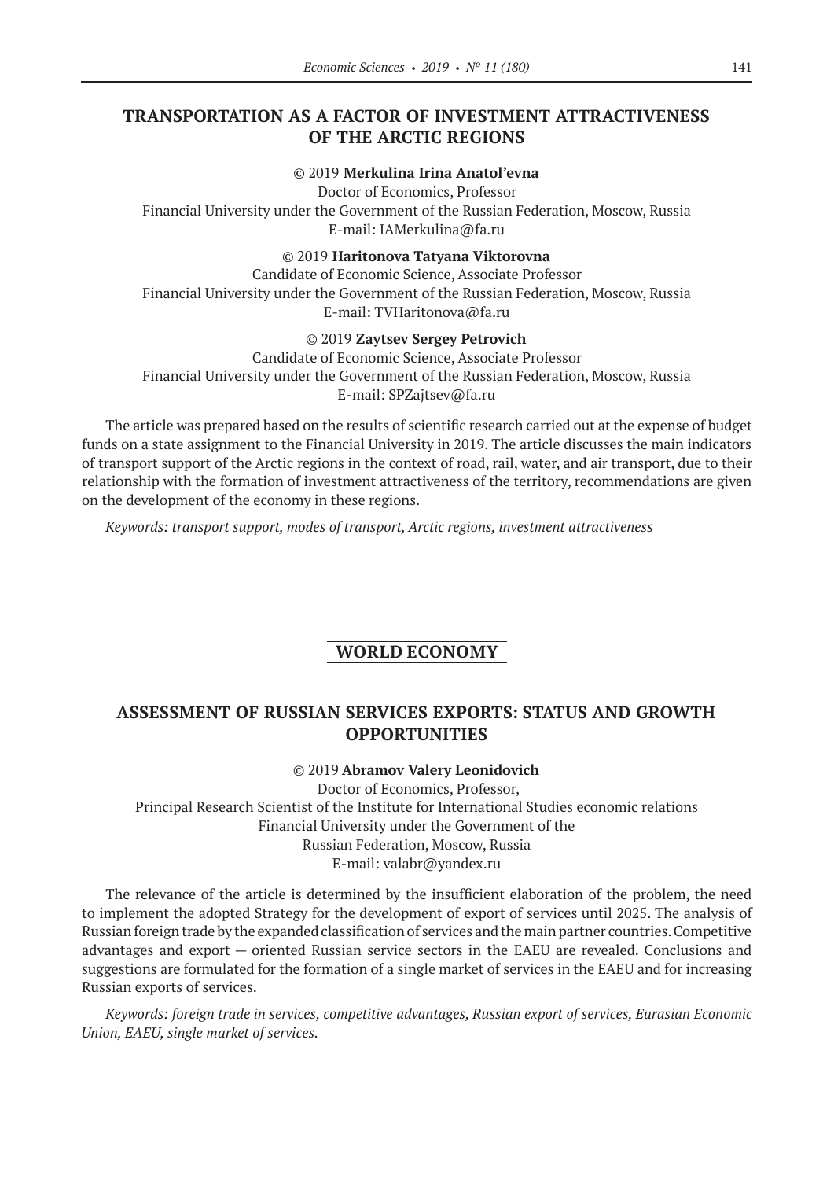## TRANSPORTATION AS A FACTOR OF INVESTMENT ATTRACTIVENESS OF THE ARCTIC REGIONS

© 2019 **Merkulina Irina Anatol'evna**
Doctor of Economics, Professor
Financial University under the Government of the Russian Federation, Moscow, Russia
E-mail: IAMerkulina@fa.ru

© 2019 **Haritonova Tatyana Viktorovna**
Candidate of Economic Science, Associate Professor
Financial University under the Government of the Russian Federation, Moscow, Russia
E-mail: TVHaritonova@fa.ru

© 2019 **Zaytsev Sergey Petrovich**
Candidate of Economic Science, Associate Professor
Financial University under the Government of the Russian Federation, Moscow, Russia
E-mail: SPZajtsev@fa.ru

The article was prepared based on the results of scientific research carried out at the expense of budget funds on a state assignment to the Financial University in 2019. The article discusses the main indicators of transport support of the Arctic regions in the context of road, rail, water, and air transport, due to their relationship with the formation of investment attractiveness of the territory, recommendations are given on the development of the economy in these regions.

*Keywords: transport support, modes of transport, Arctic regions, investment attractiveness*

# WORLD ECONOMY

## ASSESSMENT OF RUSSIAN SERVICES EXPORTS: STATUS AND GROWTH OPPORTUNITIES

© 2019 **Abramov Valery Leonidovich**
Doctor of Economics, Professor,
Principal Research Scientist of the Institute for International Studies economic relations
Financial University under the Government of the
Russian Federation, Moscow, Russia
E-mail: valabr@yandex.ru

The relevance of the article is determined by the insufficient elaboration of the problem, the need to implement the adopted Strategy for the development of export of services until 2025. The analysis of Russian foreign trade by the expanded classification of services and the main partner countries. Competitive advantages and export — oriented Russian service sectors in the EAEU are revealed. Conclusions and suggestions are formulated for the formation of a single market of services in the EAEU and for increasing Russian exports of services.

*Keywords: foreign trade in services, competitive advantages, Russian export of services, Eurasian Economic Union, EAEU, single market of services.*